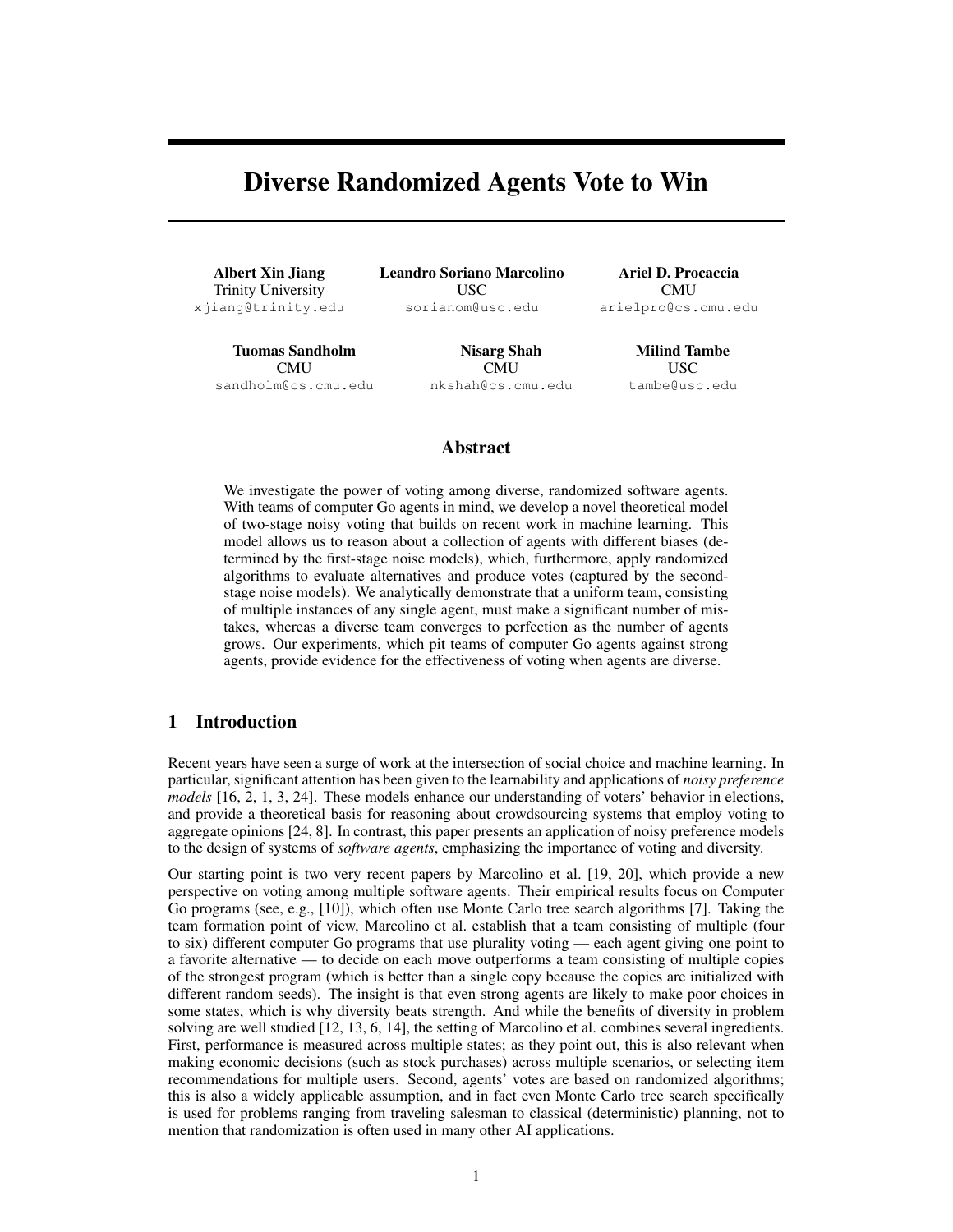# Diverse Randomized Agents Vote to Win

**Albert Xin Jiang**
Trinity University
xjiang@trinity.edu

**Leandro Soriano Marcolino**
USC
sorianom@usc.edu

**Ariel D. Procaccia**
CMU
arielpro@cs.cmu.edu

**Tuomas Sandholm**
CMU
sandholm@cs.cmu.edu

**Nisarg Shah**
CMU
nkshah@cs.cmu.edu

**Milind Tambe**
USC
tambe@usc.edu

## Abstract

We investigate the power of voting among diverse, randomized software agents. With teams of computer Go agents in mind, we develop a novel theoretical model of two-stage noisy voting that builds on recent work in machine learning. This model allows us to reason about a collection of agents with different biases (determined by the first-stage noise models), which, furthermore, apply randomized algorithms to evaluate alternatives and produce votes (captured by the second-stage noise models). We analytically demonstrate that a uniform team, consisting of multiple instances of any single agent, must make a significant number of mistakes, whereas a diverse team converges to perfection as the number of agents grows. Our experiments, which pit teams of computer Go agents against strong agents, provide evidence for the effectiveness of voting when agents are diverse.

## 1 Introduction

Recent years have seen a surge of work at the intersection of social choice and machine learning. In particular, significant attention has been given to the learnability and applications of *noisy preference models* [16, 2, 1, 3, 24]. These models enhance our understanding of voters' behavior in elections, and provide a theoretical basis for reasoning about crowdsourcing systems that employ voting to aggregate opinions [24, 8]. In contrast, this paper presents an application of noisy preference models to the design of systems of *software agents*, emphasizing the importance of voting and diversity.

Our starting point is two very recent papers by Marcolino et al. [19, 20], which provide a new perspective on voting among multiple software agents. Their empirical results focus on Computer Go programs (see, e.g., [10]), which often use Monte Carlo tree search algorithms [7]. Taking the team formation point of view, Marcolino et al. establish that a team consisting of multiple (four to six) different computer Go programs that use plurality voting — each agent giving one point to a favorite alternative — to decide on each move outperforms a team consisting of multiple copies of the strongest program (which is better than a single copy because the copies are initialized with different random seeds). The insight is that even strong agents are likely to make poor choices in some states, which is why diversity beats strength. And while the benefits of diversity in problem solving are well studied [12, 13, 6, 14], the setting of Marcolino et al. combines several ingredients. First, performance is measured across multiple states; as they point out, this is also relevant when making economic decisions (such as stock purchases) across multiple scenarios, or selecting item recommendations for multiple users. Second, agents' votes are based on randomized algorithms; this is also a widely applicable assumption, and in fact even Monte Carlo tree search specifically is used for problems ranging from traveling salesman to classical (deterministic) planning, not to mention that randomization is often used in many other AI applications.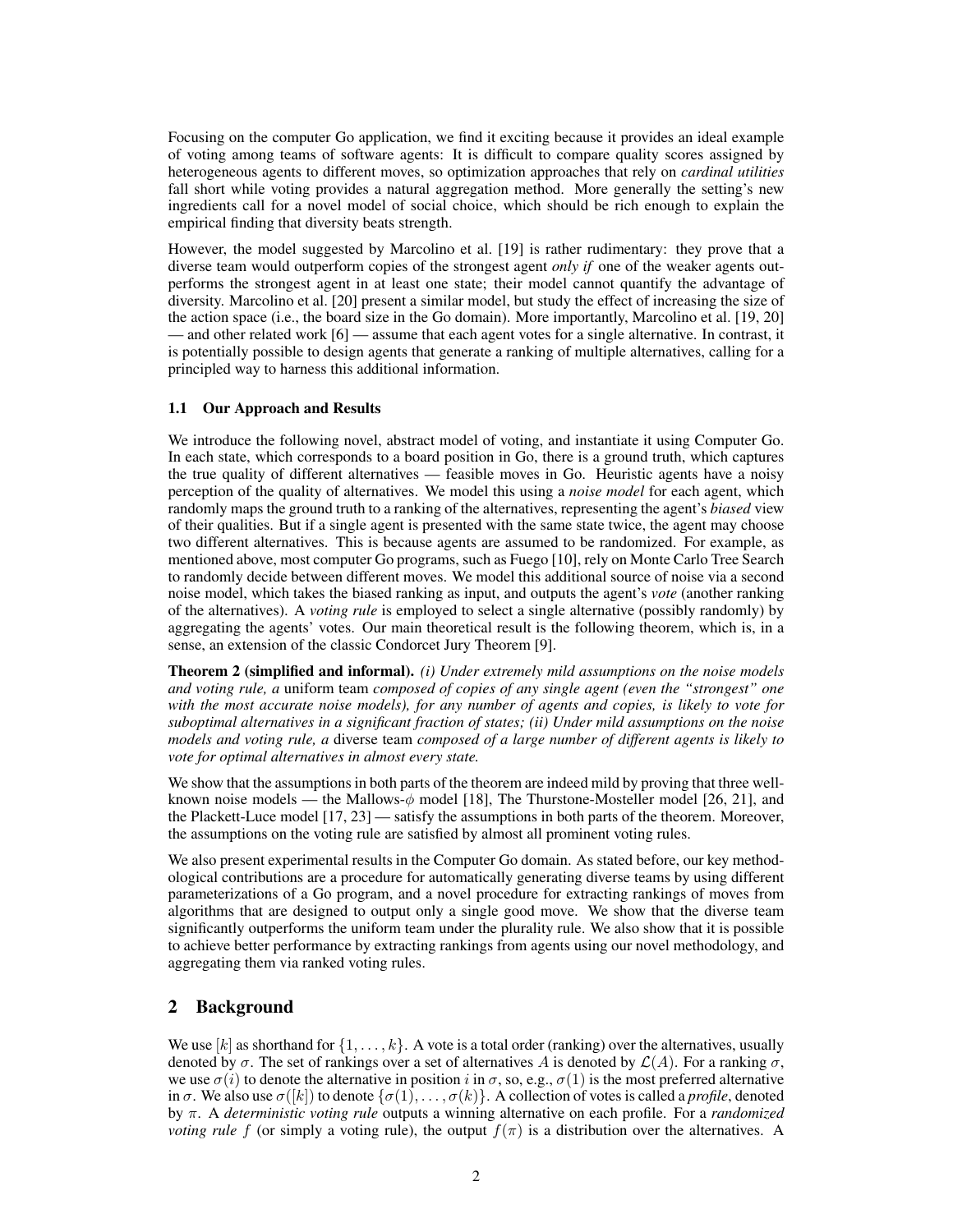Focusing on the computer Go application, we find it exciting because it provides an ideal example of voting among teams of software agents: It is difficult to compare quality scores assigned by heterogeneous agents to different moves, so optimization approaches that rely on *cardinal utilities* fall short while voting provides a natural aggregation method. More generally the setting's new ingredients call for a novel model of social choice, which should be rich enough to explain the empirical finding that diversity beats strength.

However, the model suggested by Marcolino et al. [19] is rather rudimentary: they prove that a diverse team would outperform copies of the strongest agent *only if* one of the weaker agents outperforms the strongest agent in at least one state; their model cannot quantify the advantage of diversity. Marcolino et al. [20] present a similar model, but study the effect of increasing the size of the action space (i.e., the board size in the Go domain). More importantly, Marcolino et al. [19, 20] — and other related work [6] — assume that each agent votes for a single alternative. In contrast, it is potentially possible to design agents that generate a ranking of multiple alternatives, calling for a principled way to harness this additional information.

### 1.1 Our Approach and Results

We introduce the following novel, abstract model of voting, and instantiate it using Computer Go. In each state, which corresponds to a board position in Go, there is a ground truth, which captures the true quality of different alternatives — feasible moves in Go. Heuristic agents have a noisy perception of the quality of alternatives. We model this using a *noise model* for each agent, which randomly maps the ground truth to a ranking of the alternatives, representing the agent's *biased* view of their qualities. But if a single agent is presented with the same state twice, the agent may choose two different alternatives. This is because agents are assumed to be randomized. For example, as mentioned above, most computer Go programs, such as Fuego [10], rely on Monte Carlo Tree Search to randomly decide between different moves. We model this additional source of noise via a second noise model, which takes the biased ranking as input, and outputs the agent's *vote* (another ranking of the alternatives). A *voting rule* is employed to select a single alternative (possibly randomly) by aggregating the agents' votes. Our main theoretical result is the following theorem, which is, in a sense, an extension of the classic Condorcet Jury Theorem [9].

**Theorem 2 (simplified and informal).** *(i) Under extremely mild assumptions on the noise models and voting rule, a* uniform team *composed of copies of any single agent (even the "strongest" one with the most accurate noise models), for any number of agents and copies, is likely to vote for suboptimal alternatives in a significant fraction of states; (ii) Under mild assumptions on the noise models and voting rule, a* diverse team *composed of a large number of different agents is likely to vote for optimal alternatives in almost every state.*

We show that the assumptions in both parts of the theorem are indeed mild by proving that three well-known noise models — the Mallows-$\phi$ model [18], The Thurstone-Mosteller model [26, 21], and the Plackett-Luce model [17, 23] — satisfy the assumptions in both parts of the theorem. Moreover, the assumptions on the voting rule are satisfied by almost all prominent voting rules.

We also present experimental results in the Computer Go domain. As stated before, our key methodological contributions are a procedure for automatically generating diverse teams by using different parameterizations of a Go program, and a novel procedure for extracting rankings of moves from algorithms that are designed to output only a single good move. We show that the diverse team significantly outperforms the uniform team under the plurality rule. We also show that it is possible to achieve better performance by extracting rankings from agents using our novel methodology, and aggregating them via ranked voting rules.

## 2 Background

We use $[k]$ as shorthand for $\{1, \ldots, k\}$. A vote is a total order (ranking) over the alternatives, usually denoted by $\sigma$. The set of rankings over a set of alternatives $A$ is denoted by $\mathcal{L}(A)$. For a ranking $\sigma$, we use $\sigma(i)$ to denote the alternative in position $i$ in $\sigma$, so, e.g., $\sigma(1)$ is the most preferred alternative in $\sigma$. We also use $\sigma([k])$ to denote $\{\sigma(1), \ldots, \sigma(k)\}$. A collection of votes is called a *profile*, denoted by $\pi$. A *deterministic voting rule* outputs a winning alternative on each profile. For a *randomized voting rule* $f$ (or simply a voting rule), the output $f(\pi)$ is a distribution over the alternatives. A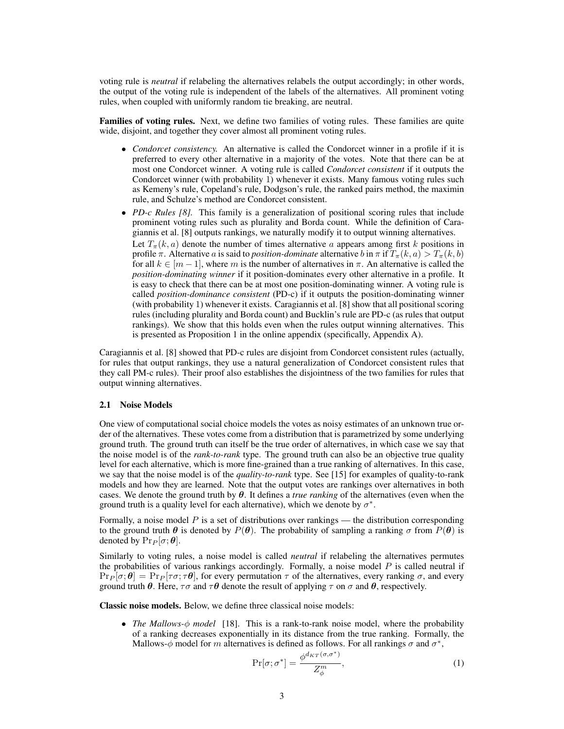voting rule is *neutral* if relabeling the alternatives relabels the output accordingly; in other words, the output of the voting rule is independent of the labels of the alternatives. All prominent voting rules, when coupled with uniformly random tie breaking, are neutral.

**Families of voting rules.** Next, we define two families of voting rules. These families are quite wide, disjoint, and together they cover almost all prominent voting rules.

- *Condorcet consistency.* An alternative is called the Condorcet winner in a profile if it is preferred to every other alternative in a majority of the votes. Note that there can be at most one Condorcet winner. A voting rule is called *Condorcet consistent* if it outputs the Condorcet winner (with probability 1) whenever it exists. Many famous voting rules such as Kemeny's rule, Copeland's rule, Dodgson's rule, the ranked pairs method, the maximin rule, and Schulze's method are Condorcet consistent.
- *PD-c Rules [8].* This family is a generalization of positional scoring rules that include prominent voting rules such as plurality and Borda count. While the definition of Caragiannis et al. [8] outputs rankings, we naturally modify it to output winning alternatives.

  Let $T_\pi(k, a)$ denote the number of times alternative $a$ appears among first $k$ positions in profile $\pi$. Alternative $a$ is said to *position-dominate* alternative $b$ in $\pi$ if $T_\pi(k, a) > T_\pi(k, b)$ for all $k \in [m-1]$, where $m$ is the number of alternatives in $\pi$. An alternative is called the *position-dominating winner* if it position-dominates every other alternative in a profile. It is easy to check that there can be at most one position-dominating winner. A voting rule is called *position-dominance consistent* (PD-c) if it outputs the position-dominating winner (with probability 1) whenever it exists. Caragiannis et al. [8] show that all positional scoring rules (including plurality and Borda count) and Bucklin's rule are PD-c (as rules that output rankings). We show that this holds even when the rules output winning alternatives. This is presented as Proposition 1 in the online appendix (specifically, Appendix A).

Caragiannis et al. [8] showed that PD-c rules are disjoint from Condorcet consistent rules (actually, for rules that output rankings, they use a natural generalization of Condorcet consistent rules that they call PM-c rules). Their proof also establishes the disjointness of the two families for rules that output winning alternatives.

### 2.1 Noise Models

One view of computational social choice models the votes as noisy estimates of an unknown true order of the alternatives. These votes come from a distribution that is parametrized by some underlying ground truth. The ground truth can itself be the true order of alternatives, in which case we say that the noise model is of the *rank-to-rank* type. The ground truth can also be an objective true quality level for each alternative, which is more fine-grained than a true ranking of alternatives. In this case, we say that the noise model is of the *quality-to-rank* type. See [15] for examples of quality-to-rank models and how they are learned. Note that the output votes are rankings over alternatives in both cases. We denote the ground truth by $\boldsymbol{\theta}$. It defines a *true ranking* of the alternatives (even when the ground truth is a quality level for each alternative), which we denote by $\sigma^*$.

Formally, a noise model $P$ is a set of distributions over rankings — the distribution corresponding to the ground truth $\boldsymbol{\theta}$ is denoted by $P(\boldsymbol{\theta})$. The probability of sampling a ranking $\sigma$ from $P(\boldsymbol{\theta})$ is denoted by $\Pr_P[\sigma; \boldsymbol{\theta}]$.

Similarly to voting rules, a noise model is called *neutral* if relabeling the alternatives permutes the probabilities of various rankings accordingly. Formally, a noise model $P$ is called neutral if $\Pr_P[\sigma; \boldsymbol{\theta}] = \Pr_P[\tau\sigma; \tau\boldsymbol{\theta}]$, for every permutation $\tau$ of the alternatives, every ranking $\sigma$, and every ground truth $\boldsymbol{\theta}$. Here, $\tau\sigma$ and $\tau\boldsymbol{\theta}$ denote the result of applying $\tau$ on $\sigma$ and $\boldsymbol{\theta}$, respectively.

**Classic noise models.** Below, we define three classical noise models:

- *The Mallows-$\phi$ model* [18]. This is a rank-to-rank noise model, where the probability of a ranking decreases exponentially in its distance from the true ranking. Formally, the Mallows-$\phi$ model for $m$ alternatives is defined as follows. For all rankings $\sigma$ and $\sigma^*$,

$$\Pr[\sigma; \sigma^*] = \frac{\phi^{d_{KT}(\sigma, \sigma^*)}}{Z_\phi^m}, \tag{1}$$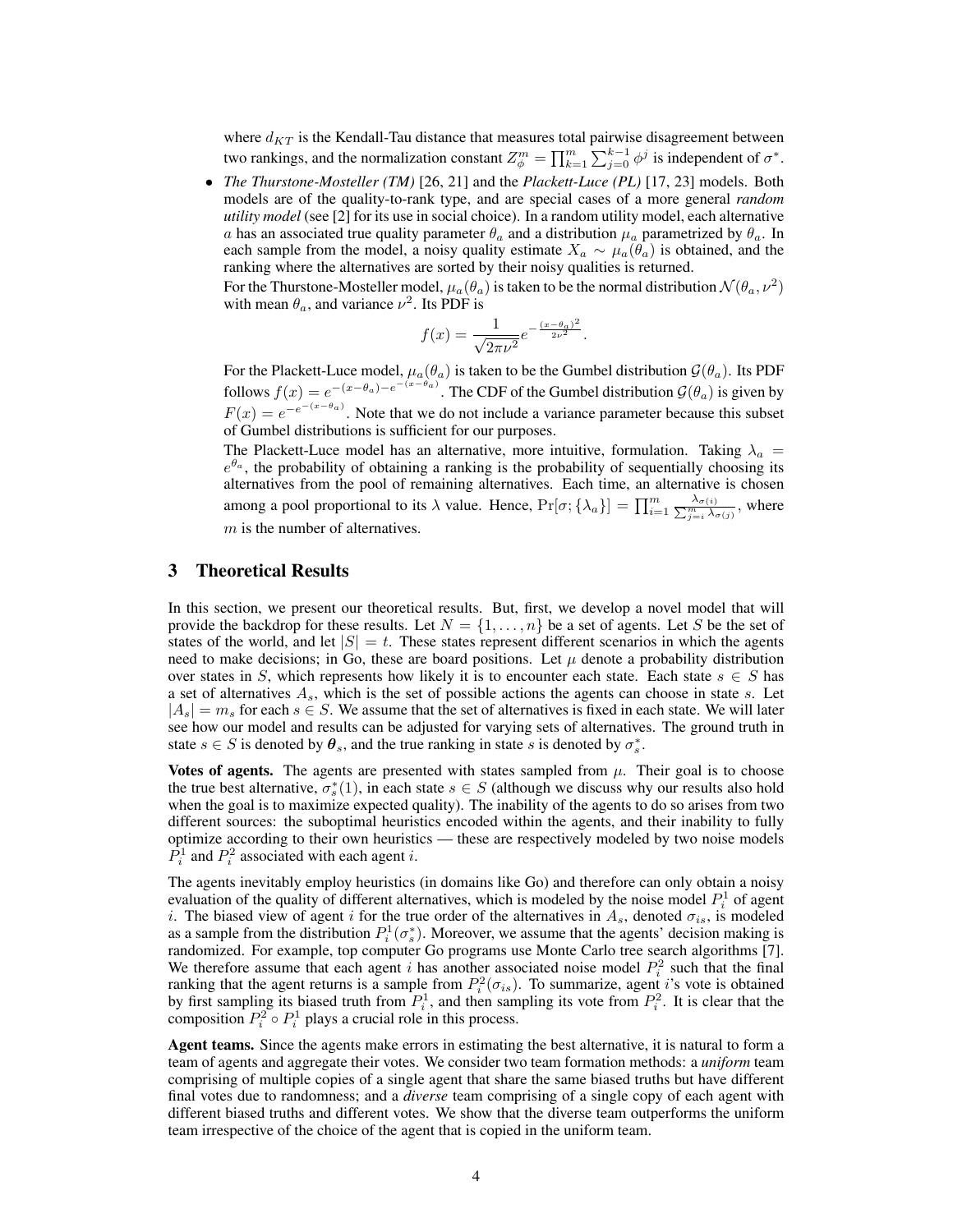where $d_{KT}$ is the Kendall-Tau distance that measures total pairwise disagreement between two rankings, and the normalization constant $Z_\phi^m = \prod_{k=1}^{m} \sum_{j=0}^{k-1} \phi^j$ is independent of $\sigma^*$.

- *The Thurstone-Mosteller (TM)* [26, 21] and the *Plackett-Luce (PL)* [17, 23] models. Both models are of the quality-to-rank type, and are special cases of a more general *random utility model* (see [2] for its use in social choice). In a random utility model, each alternative $a$ has an associated true quality parameter $\theta_a$ and a distribution $\mu_a$ parametrized by $\theta_a$. In each sample from the model, a noisy quality estimate $X_a \sim \mu_a(\theta_a)$ is obtained, and the ranking where the alternatives are sorted by their noisy qualities is returned.

  For the Thurstone-Mosteller model, $\mu_a(\theta_a)$ is taken to be the normal distribution $\mathcal{N}(\theta_a, \nu^2)$ with mean $\theta_a$, and variance $\nu^2$. Its PDF is

  $$f(x) = \frac{1}{\sqrt{2\pi\nu^2}} e^{-\frac{(x-\theta_a)^2}{2\nu^2}}.$$

  For the Plackett-Luce model, $\mu_a(\theta_a)$ is taken to be the Gumbel distribution $\mathcal{G}(\theta_a)$. Its PDF follows $f(x) = e^{-(x-\theta_a)-e^{-(x-\theta_a)}}$. The CDF of the Gumbel distribution $\mathcal{G}(\theta_a)$ is given by $F(x) = e^{-e^{-(x-\theta_a)}}$. Note that we do not include a variance parameter because this subset of Gumbel distributions is sufficient for our purposes.

  The Plackett-Luce model has an alternative, more intuitive, formulation. Taking $\lambda_a = e^{\theta_a}$, the probability of obtaining a ranking is the probability of sequentially choosing its alternatives from the pool of remaining alternatives. Each time, an alternative is chosen among a pool proportional to its $\lambda$ value. Hence, $\Pr[\sigma; \{\lambda_a\}] = \prod_{i=1}^{m} \frac{\lambda_{\sigma(i)}}{\sum_{j=i}^{m} \lambda_{\sigma(j)}}$, where $m$ is the number of alternatives.

## 3 Theoretical Results

In this section, we present our theoretical results. But, first, we develop a novel model that will provide the backdrop for these results. Let $N = \{1, \ldots, n\}$ be a set of agents. Let $S$ be the set of states of the world, and let $|S| = t$. These states represent different scenarios in which the agents need to make decisions; in Go, these are board positions. Let $\mu$ denote a probability distribution over states in $S$, which represents how likely it is to encounter each state. Each state $s \in S$ has a set of alternatives $A_s$, which is the set of possible actions the agents can choose in state $s$. Let $|A_s| = m_s$ for each $s \in S$. We assume that the set of alternatives is fixed in each state. We will later see how our model and results can be adjusted for varying sets of alternatives. The ground truth in state $s \in S$ is denoted by $\boldsymbol{\theta}_s$, and the true ranking in state $s$ is denoted by $\sigma_s^*$.

**Votes of agents.** The agents are presented with states sampled from $\mu$. Their goal is to choose the true best alternative, $\sigma_s^*(1)$, in each state $s \in S$ (although we discuss why our results also hold when the goal is to maximize expected quality). The inability of the agents to do so arises from two different sources: the suboptimal heuristics encoded within the agents, and their inability to fully optimize according to their own heuristics — these are respectively modeled by two noise models $P_i^1$ and $P_i^2$ associated with each agent $i$.

The agents inevitably employ heuristics (in domains like Go) and therefore can only obtain a noisy evaluation of the quality of different alternatives, which is modeled by the noise model $P_i^1$ of agent $i$. The biased view of agent $i$ for the true order of the alternatives in $A_s$, denoted $\sigma_{is}$, is modeled as a sample from the distribution $P_i^1(\sigma_s^*)$. Moreover, we assume that the agents' decision making is randomized. For example, top computer Go programs use Monte Carlo tree search algorithms [7]. We therefore assume that each agent $i$ has another associated noise model $P_i^2$ such that the final ranking that the agent returns is a sample from $P_i^2(\sigma_{is})$. To summarize, agent $i$'s vote is obtained by first sampling its biased truth from $P_i^1$, and then sampling its vote from $P_i^2$. It is clear that the composition $P_i^2 \circ P_i^1$ plays a crucial role in this process.

**Agent teams.** Since the agents make errors in estimating the best alternative, it is natural to form a team of agents and aggregate their votes. We consider two team formation methods: a ***uniform*** team comprising of multiple copies of a single agent that share the same biased truths but have different final votes due to randomness; and a ***diverse*** team comprising of a single copy of each agent with different biased truths and different votes. We show that the diverse team outperforms the uniform team irrespective of the choice of the agent that is copied in the uniform team.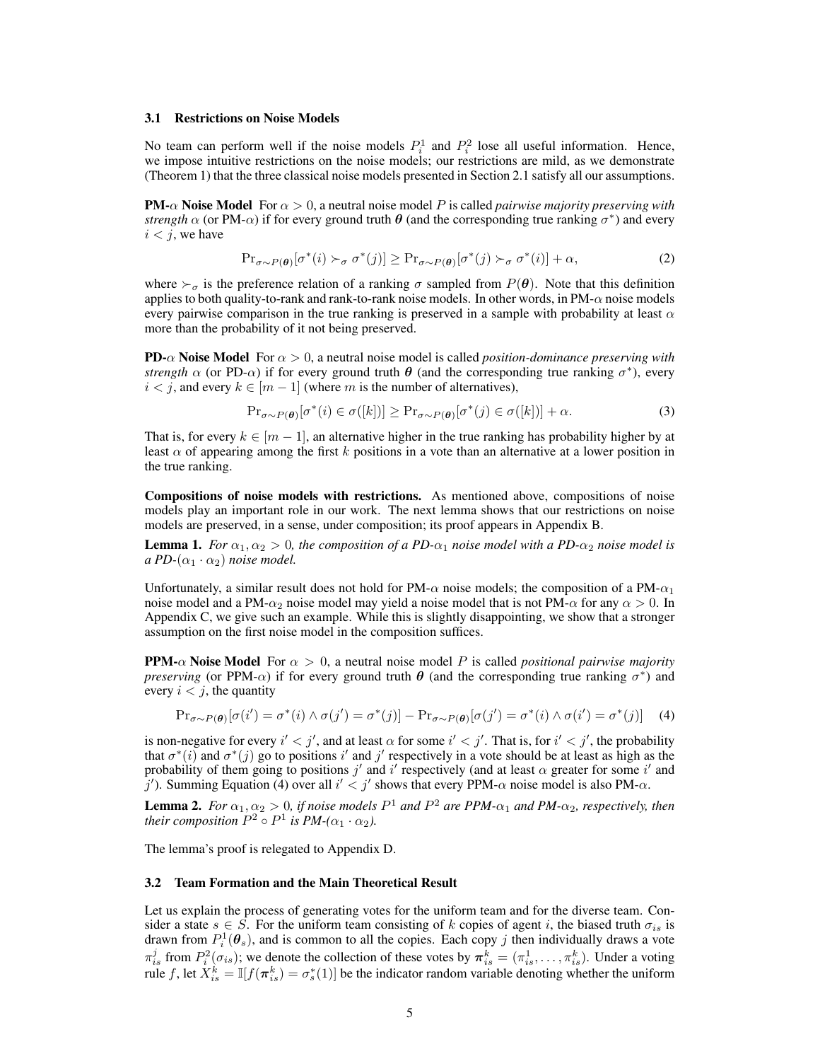### 3.1 Restrictions on Noise Models

No team can perform well if the noise models $P_i^1$ and $P_i^2$ lose all useful information. Hence, we impose intuitive restrictions on the noise models; our restrictions are mild, as we demonstrate (Theorem 1) that the three classical noise models presented in Section 2.1 satisfy all our assumptions.

**PM-$\alpha$ Noise Model** For $\alpha > 0$, a neutral noise model $P$ is called *pairwise majority preserving with strength* $\alpha$ (or PM-$\alpha$) if for every ground truth $\boldsymbol{\theta}$ (and the corresponding true ranking $\sigma^*$) and every $i < j$, we have

$$\Pr_{\sigma \sim P(\boldsymbol{\theta})}[\sigma^*(i) \succ_\sigma \sigma^*(j)] \geq \Pr_{\sigma \sim P(\boldsymbol{\theta})}[\sigma^*(j) \succ_\sigma \sigma^*(i)] + \alpha, \tag{2}$$

where $\succ_\sigma$ is the preference relation of a ranking $\sigma$ sampled from $P(\boldsymbol{\theta})$. Note that this definition applies to both quality-to-rank and rank-to-rank noise models. In other words, in PM-$\alpha$ noise models every pairwise comparison in the true ranking is preserved in a sample with probability at least $\alpha$ more than the probability of it not being preserved.

**PD-$\alpha$ Noise Model** For $\alpha > 0$, a neutral noise model is called *position-dominance preserving with strength* $\alpha$ (or PD-$\alpha$) if for every ground truth $\boldsymbol{\theta}$ (and the corresponding true ranking $\sigma^*$), every $i < j$, and every $k \in [m-1]$ (where $m$ is the number of alternatives),

$$\Pr_{\sigma \sim P(\boldsymbol{\theta})}[\sigma^*(i) \in \sigma([k])] \geq \Pr_{\sigma \sim P(\boldsymbol{\theta})}[\sigma^*(j) \in \sigma([k])] + \alpha. \tag{3}$$

That is, for every $k \in [m-1]$, an alternative higher in the true ranking has probability higher by at least $\alpha$ of appearing among the first $k$ positions in a vote than an alternative at a lower position in the true ranking.

**Compositions of noise models with restrictions.** As mentioned above, compositions of noise models play an important role in our work. The next lemma shows that our restrictions on noise models are preserved, in a sense, under composition; its proof appears in Appendix B.

**Lemma 1.** *For $\alpha_1, \alpha_2 > 0$, the composition of a PD-$\alpha_1$ noise model with a PD-$\alpha_2$ noise model is a PD-$(\alpha_1 \cdot \alpha_2)$ noise model.*

Unfortunately, a similar result does not hold for PM-$\alpha$ noise models; the composition of a PM-$\alpha_1$ noise model and a PM-$\alpha_2$ noise model may yield a noise model that is not PM-$\alpha$ for any $\alpha > 0$. In Appendix C, we give such an example. While this is slightly disappointing, we show that a stronger assumption on the first noise model in the composition suffices.

**PPM-$\alpha$ Noise Model** For $\alpha > 0$, a neutral noise model $P$ is called *positional pairwise majority preserving* (or PPM-$\alpha$) if for every ground truth $\boldsymbol{\theta}$ (and the corresponding true ranking $\sigma^*$) and every $i < j$, the quantity

$$\Pr_{\sigma \sim P(\boldsymbol{\theta})}[\sigma(i') = \sigma^*(i) \wedge \sigma(j') = \sigma^*(j)] - \Pr_{\sigma \sim P(\boldsymbol{\theta})}[\sigma(j') = \sigma^*(i) \wedge \sigma(i') = \sigma^*(j)] \tag{4}$$

is non-negative for every $i' < j'$, and at least $\alpha$ for some $i' < j'$. That is, for $i' < j'$, the probability that $\sigma^*(i)$ and $\sigma^*(j)$ go to positions $i'$ and $j'$ respectively in a vote should be at least as high as the probability of them going to positions $j'$ and $i'$ respectively (and at least $\alpha$ greater for some $i'$ and $j'$). Summing Equation (4) over all $i' < j'$ shows that every PPM-$\alpha$ noise model is also PM-$\alpha$.

**Lemma 2.** *For $\alpha_1, \alpha_2 > 0$, if noise models $P^1$ and $P^2$ are PPM-$\alpha_1$ and PM-$\alpha_2$, respectively, then their composition $P^2 \circ P^1$ is PM-$(\alpha_1 \cdot \alpha_2)$.*

The lemma's proof is relegated to Appendix D.

### 3.2 Team Formation and the Main Theoretical Result

Let us explain the process of generating votes for the uniform team and for the diverse team. Consider a state $s \in S$. For the uniform team consisting of $k$ copies of agent $i$, the biased truth $\sigma_{is}$ is drawn from $P_i^1(\boldsymbol{\theta}_s)$, and is common to all the copies. Each copy $j$ then individually draws a vote $\pi_{is}^j$ from $P_i^2(\sigma_{is})$; we denote the collection of these votes by $\boldsymbol{\pi}_{is}^k = (\pi_{is}^1, \ldots, \pi_{is}^k)$. Under a voting rule $f$, let $X_{is}^k = \mathbb{I}[f(\boldsymbol{\pi}_{is}^k) = \sigma_s^*(1)]$ be the indicator random variable denoting whether the uniform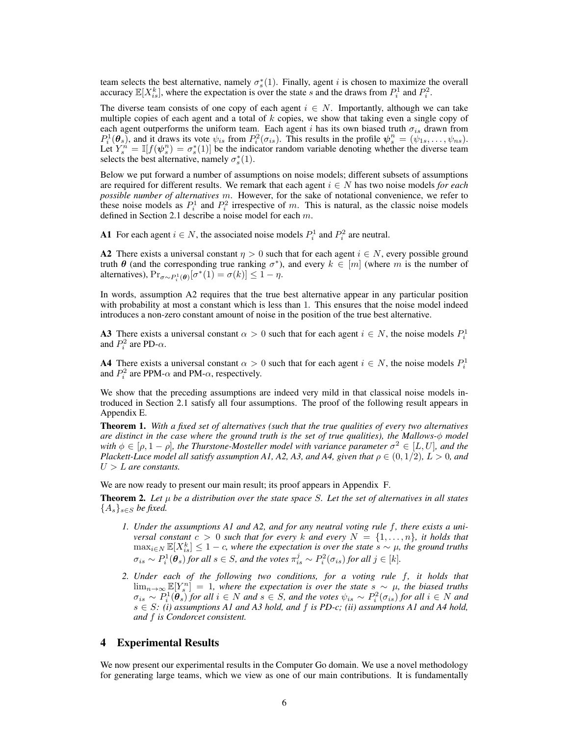team selects the best alternative, namely $\sigma^*_s(1)$. Finally, agent $i$ is chosen to maximize the overall accuracy $\mathbb{E}[X^k_{is}]$, where the expectation is over the state $s$ and the draws from $P^1_i$ and $P^2_i$.

The diverse team consists of one copy of each agent $i \in N$. Importantly, although we can take multiple copies of each agent and a total of $k$ copies, we show that taking even a single copy of each agent outperforms the uniform team. Each agent $i$ has its own biased truth $\sigma_{is}$ drawn from $P^1_i(\boldsymbol{\theta}_s)$, and it draws its vote $\psi_{is}$ from $P^2_i(\sigma_{is})$. This results in the profile $\boldsymbol{\psi}^n_s = (\psi_{1s}, \ldots, \psi_{ns})$. Let $Y^n_s = \mathbb{I}[f(\boldsymbol{\psi}^n_s) = \sigma^*_s(1)]$ be the indicator random variable denoting whether the diverse team selects the best alternative, namely $\sigma^*_s(1)$.

Below we put forward a number of assumptions on noise models; different subsets of assumptions are required for different results. We remark that each agent $i \in N$ has two noise models *for each possible number of alternatives* $m$. However, for the sake of notational convenience, we refer to these noise models as $P^1_i$ and $P^2_i$ irrespective of $m$. This is natural, as the classic noise models defined in Section 2.1 describe a noise model for each $m$.

**A1** For each agent $i \in N$, the associated noise models $P^1_i$ and $P^2_i$ are neutral.

**A2** There exists a universal constant $\eta > 0$ such that for each agent $i \in N$, every possible ground truth $\boldsymbol{\theta}$ (and the corresponding true ranking $\sigma^*$), and every $k \in [m]$ (where $m$ is the number of alternatives), $\Pr_{\sigma \sim P^1_i(\boldsymbol{\theta})}[\sigma^*(1) = \sigma(k)] \leq 1 - \eta$.

In words, assumption A2 requires that the true best alternative appear in any particular position with probability at most a constant which is less than 1. This ensures that the noise model indeed introduces a non-zero constant amount of noise in the position of the true best alternative.

**A3** There exists a universal constant $\alpha > 0$ such that for each agent $i \in N$, the noise models $P^1_i$ and $P^2_i$ are PD-$\alpha$.

**A4** There exists a universal constant $\alpha > 0$ such that for each agent $i \in N$, the noise models $P^1_i$ and $P^2_i$ are PPM-$\alpha$ and PM-$\alpha$, respectively.

We show that the preceding assumptions are indeed very mild in that classical noise models introduced in Section 2.1 satisfy all four assumptions. The proof of the following result appears in Appendix E.

**Theorem 1.** *With a fixed set of alternatives (such that the true qualities of every two alternatives are distinct in the case where the ground truth is the set of true qualities), the Mallows-$\phi$ model with $\phi \in [\rho, 1 - \rho]$, the Thurstone-Mosteller model with variance parameter $\sigma^2 \in [L, U]$, and the Plackett-Luce model all satisfy assumption A1, A2, A3, and A4, given that $\rho \in (0, 1/2)$, $L > 0$, and $U > L$ are constants.*

We are now ready to present our main result; its proof appears in Appendix F.

**Theorem 2.** *Let $\mu$ be a distribution over the state space $S$. Let the set of alternatives in all states $\{A_s\}_{s \in S}$ be fixed.*

1. *Under the assumptions A1 and A2, and for any neutral voting rule $f$, there exists a universal constant $c > 0$ such that for every $k$ and every $N = \{1, \ldots, n\}$, it holds that $\max_{i \in N} \mathbb{E}[X^k_{is}] \leq 1 - c$, where the expectation is over the state $s \sim \mu$, the ground truths $\sigma_{is} \sim P^1_i(\boldsymbol{\theta}_s)$ for all $s \in S$, and the votes $\pi^j_{is} \sim P^2_i(\sigma_{is})$ for all $j \in [k]$.*
2. *Under each of the following two conditions, for a voting rule $f$, it holds that $\lim_{n \to \infty} \mathbb{E}[Y^n_s] = 1$, where the expectation is over the state $s \sim \mu$, the biased truths $\sigma_{is} \sim P^1_i(\boldsymbol{\theta}_s)$ for all $i \in N$ and $s \in S$, and the votes $\psi_{is} \sim P^2_i(\sigma_{is})$ for all $i \in N$ and $s \in S$: (i) assumptions A1 and A3 hold, and $f$ is PD-c; (ii) assumptions A1 and A4 hold, and $f$ is Condorcet consistent.*

## 4 Experimental Results

We now present our experimental results in the Computer Go domain. We use a novel methodology for generating large teams, which we view as one of our main contributions. It is fundamentally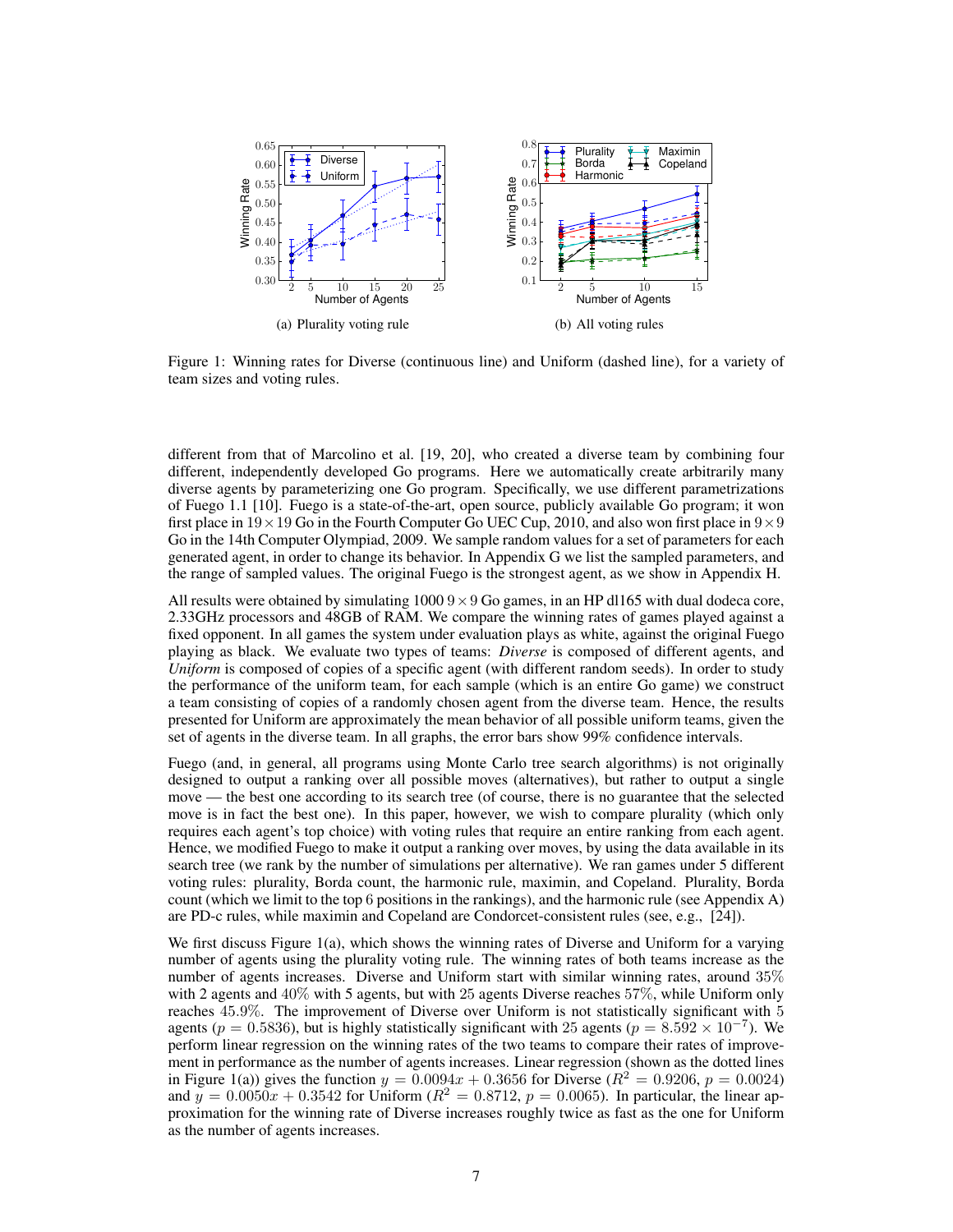(a) Plurality voting rule

(b) All voting rules

Figure 1: Winning rates for Diverse (continuous line) and Uniform (dashed line), for a variety of team sizes and voting rules.

different from that of Marcolino et al. [19, 20], who created a diverse team by combining four different, independently developed Go programs. Here we automatically create arbitrarily many diverse agents by parameterizing one Go program. Specifically, we use different parametrizations of Fuego 1.1 [10]. Fuego is a state-of-the-art, open source, publicly available Go program; it won first place in $19 \times 19$ Go in the Fourth Computer Go UEC Cup, 2010, and also won first place in $9 \times 9$ Go in the 14th Computer Olympiad, 2009. We sample random values for a set of parameters for each generated agent, in order to change its behavior. In Appendix G we list the sampled parameters, and the range of sampled values. The original Fuego is the strongest agent, as we show in Appendix H.

All results were obtained by simulating 1000 $9 \times 9$ Go games, in an HP dl165 with dual dodeca core, 2.33GHz processors and 48GB of RAM. We compare the winning rates of games played against a fixed opponent. In all games the system under evaluation plays as white, against the original Fuego playing as black. We evaluate two types of teams: *Diverse* is composed of different agents, and *Uniform* is composed of copies of a specific agent (with different random seeds). In order to study the performance of the uniform team, for each sample (which is an entire Go game) we construct a team consisting of copies of a randomly chosen agent from the diverse team. Hence, the results presented for Uniform are approximately the mean behavior of all possible uniform teams, given the set of agents in the diverse team. In all graphs, the error bars show 99% confidence intervals.

Fuego (and, in general, all programs using Monte Carlo tree search algorithms) is not originally designed to output a ranking over all possible moves (alternatives), but rather to output a single move — the best one according to its search tree (of course, there is no guarantee that the selected move is in fact the best one). In this paper, however, we wish to compare plurality (which only requires each agent's top choice) with voting rules that require an entire ranking from each agent. Hence, we modified Fuego to make it output a ranking over moves, by using the data available in its search tree (we rank by the number of simulations per alternative). We ran games under 5 different voting rules: plurality, Borda count, the harmonic rule, maximin, and Copeland. Plurality, Borda count (which we limit to the top 6 positions in the rankings), and the harmonic rule (see Appendix A) are PD-c rules, while maximin and Copeland are Condorcet-consistent rules (see, e.g., [24]).

We first discuss Figure 1(a), which shows the winning rates of Diverse and Uniform for a varying number of agents using the plurality voting rule. The winning rates of both teams increase as the number of agents increases. Diverse and Uniform start with similar winning rates, around 35% with 2 agents and 40% with 5 agents, but with 25 agents Diverse reaches 57%, while Uniform only reaches 45.9%. The improvement of Diverse over Uniform is not statistically significant with 5 agents ($p = 0.5836$), but is highly statistically significant with 25 agents ($p = 8.592 \times 10^{-7}$). We perform linear regression on the winning rates of the two teams to compare their rates of improvement in performance as the number of agents increases. Linear regression (shown as the dotted lines in Figure 1(a)) gives the function $y = 0.0094x + 0.3656$ for Diverse ($R^2 = 0.9206$, $p = 0.0024$) and $y = 0.0050x + 0.3542$ for Uniform ($R^2 = 0.8712$, $p = 0.0065$). In particular, the linear approximation for the winning rate of Diverse increases roughly twice as fast as the one for Uniform as the number of agents increases.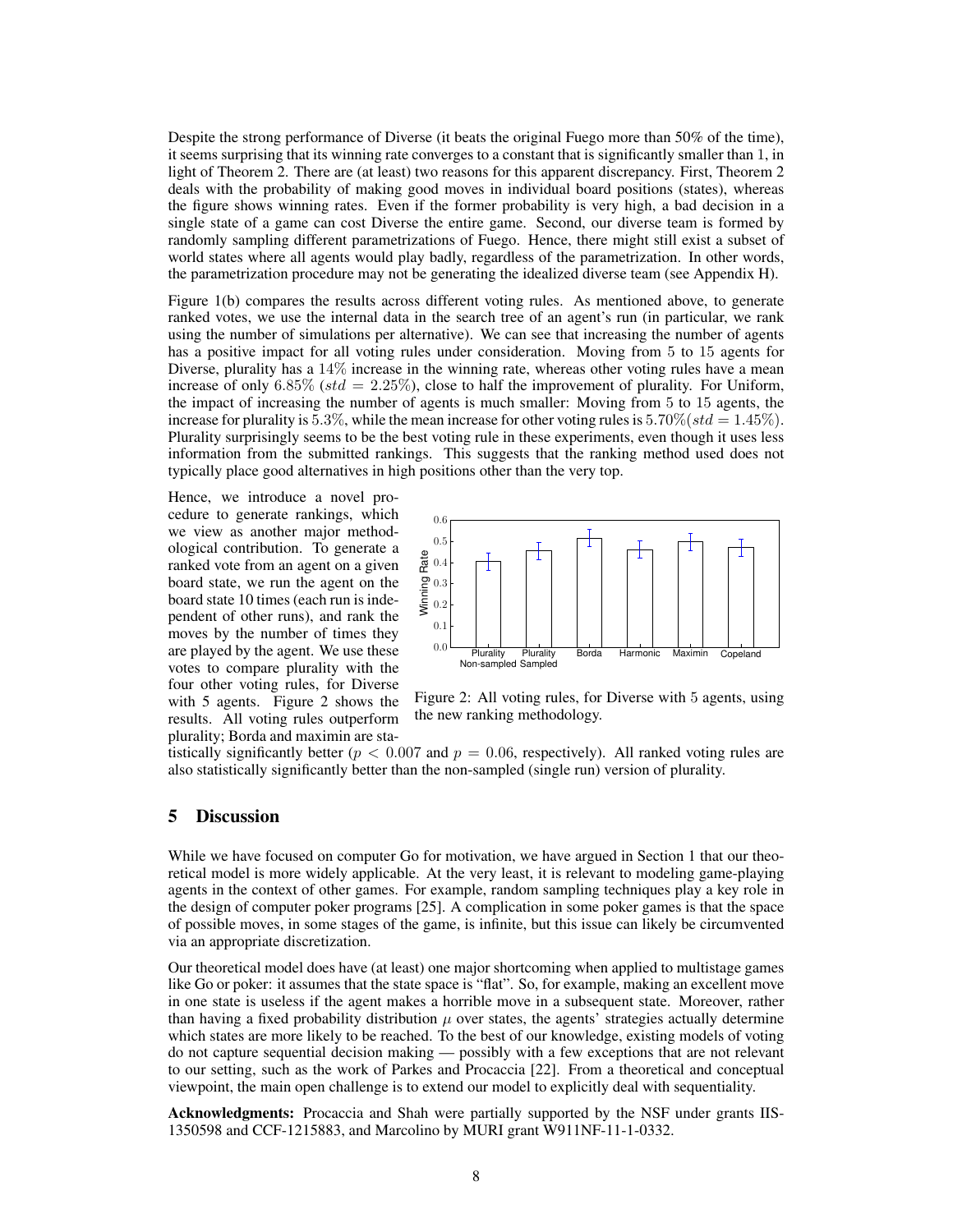Despite the strong performance of Diverse (it beats the original Fuego more than 50% of the time), it seems surprising that its winning rate converges to a constant that is significantly smaller than 1, in light of Theorem 2. There are (at least) two reasons for this apparent discrepancy. First, Theorem 2 deals with the probability of making good moves in individual board positions (states), whereas the figure shows winning rates. Even if the former probability is very high, a bad decision in a single state of a game can cost Diverse the entire game. Second, our diverse team is formed by randomly sampling different parametrizations of Fuego. Hence, there might still exist a subset of world states where all agents would play badly, regardless of the parametrization. In other words, the parametrization procedure may not be generating the idealized diverse team (see Appendix H).

Figure 1(b) compares the results across different voting rules. As mentioned above, to generate ranked votes, we use the internal data in the search tree of an agent's run (in particular, we rank using the number of simulations per alternative). We can see that increasing the number of agents has a positive impact for all voting rules under consideration. Moving from 5 to 15 agents for Diverse, plurality has a 14% increase in the winning rate, whereas other voting rules have a mean increase of only 6.85% ($std = 2.25\%$), close to half the improvement of plurality. For Uniform, the impact of increasing the number of agents is much smaller: Moving from 5 to 15 agents, the increase for plurality is 5.3%, while the mean increase for other voting rules is 5.70%($std = 1.45\%$). Plurality surprisingly seems to be the best voting rule in these experiments, even though it uses less information from the submitted rankings. This suggests that the ranking method used does not typically place good alternatives in high positions other than the very top.

Hence, we introduce a novel procedure to generate rankings, which we view as another major methodological contribution. To generate a ranked vote from an agent on a given board state, we run the agent on the board state 10 times (each run is independent of other runs), and rank the moves by the number of times they are played by the agent. We use these votes to compare plurality with the four other voting rules, for Diverse with 5 agents. Figure 2 shows the results. All voting rules outperform plurality; Borda and maximin are statistically significantly better ($p < 0.007$ and $p = 0.06$, respectively). All ranked voting rules are also statistically significantly better than the non-sampled (single run) version of plurality.

Figure 2: All voting rules, for Diverse with 5 agents, using the new ranking methodology.

## 5 Discussion

While we have focused on computer Go for motivation, we have argued in Section 1 that our theoretical model is more widely applicable. At the very least, it is relevant to modeling game-playing agents in the context of other games. For example, random sampling techniques play a key role in the design of computer poker programs [25]. A complication in some poker games is that the space of possible moves, in some stages of the game, is infinite, but this issue can likely be circumvented via an appropriate discretization.

Our theoretical model does have (at least) one major shortcoming when applied to multistage games like Go or poker: it assumes that the state space is "flat". So, for example, making an excellent move in one state is useless if the agent makes a horrible move in a subsequent state. Moreover, rather than having a fixed probability distribution $\mu$ over states, the agents' strategies actually determine which states are more likely to be reached. To the best of our knowledge, existing models of voting do not capture sequential decision making — possibly with a few exceptions that are not relevant to our setting, such as the work of Parkes and Procaccia [22]. From a theoretical and conceptual viewpoint, the main open challenge is to extend our model to explicitly deal with sequentiality.

**Acknowledgments:** Procaccia and Shah were partially supported by the NSF under grants IIS-1350598 and CCF-1215883, and Marcolino by MURI grant W911NF-11-1-0332.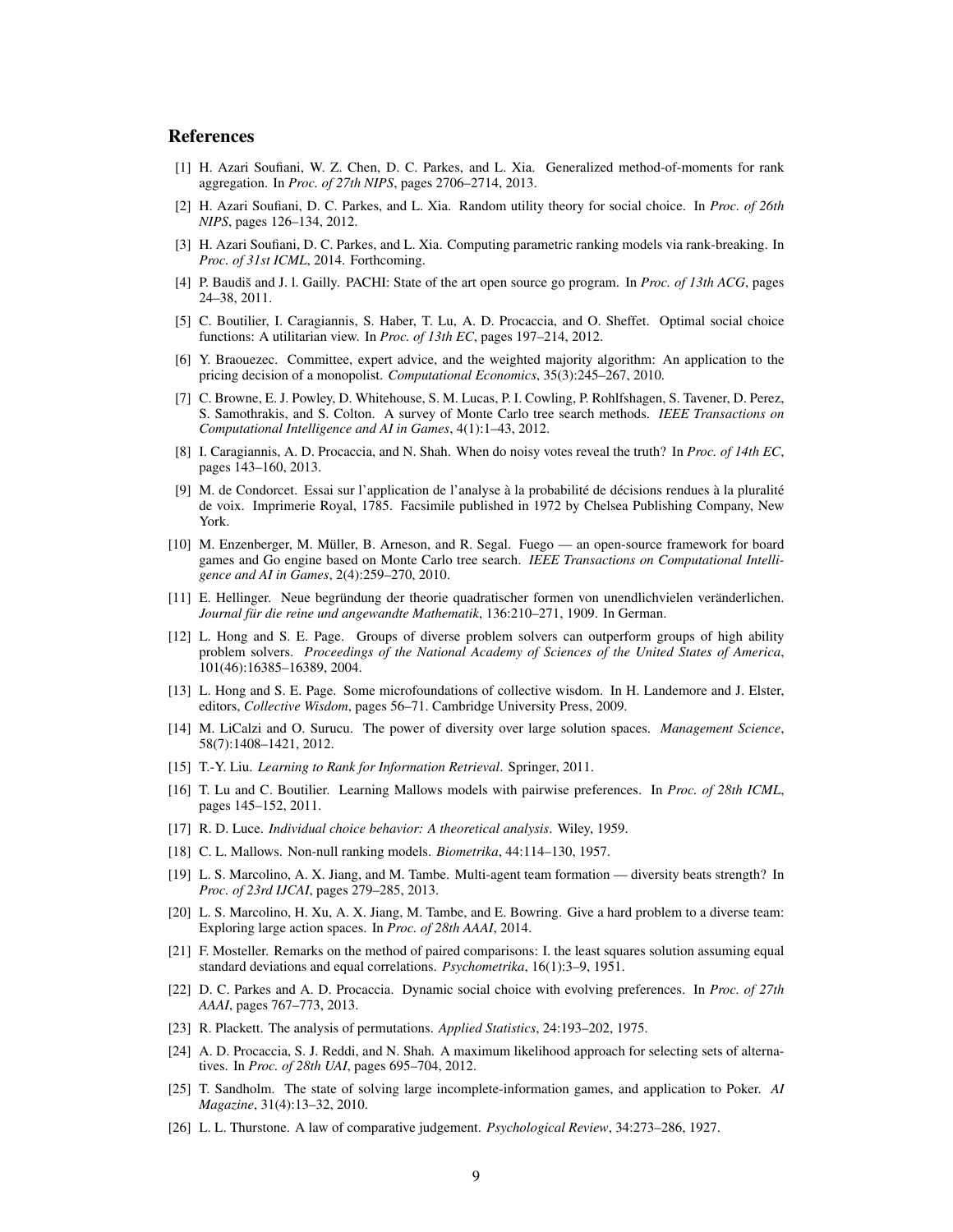## References

[1] H. Azari Soufiani, W. Z. Chen, D. C. Parkes, and L. Xia. Generalized method-of-moments for rank aggregation. In *Proc. of 27th NIPS*, pages 2706–2714, 2013.

[2] H. Azari Soufiani, D. C. Parkes, and L. Xia. Random utility theory for social choice. In *Proc. of 26th NIPS*, pages 126–134, 2012.

[3] H. Azari Soufiani, D. C. Parkes, and L. Xia. Computing parametric ranking models via rank-breaking. In *Proc. of 31st ICML*, 2014. Forthcoming.

[4] P. Baudiš and J. l. Gailly. PACHI: State of the art open source go program. In *Proc. of 13th ACG*, pages 24–38, 2011.

[5] C. Boutilier, I. Caragiannis, S. Haber, T. Lu, A. D. Procaccia, and O. Sheffet. Optimal social choice functions: A utilitarian view. In *Proc. of 13th EC*, pages 197–214, 2012.

[6] Y. Braouezec. Committee, expert advice, and the weighted majority algorithm: An application to the pricing decision of a monopolist. *Computational Economics*, 35(3):245–267, 2010.

[7] C. Browne, E. J. Powley, D. Whitehouse, S. M. Lucas, P. I. Cowling, P. Rohlfshagen, S. Tavener, D. Perez, S. Samothrakis, and S. Colton. A survey of Monte Carlo tree search methods. *IEEE Transactions on Computational Intelligence and AI in Games*, 4(1):1–43, 2012.

[8] I. Caragiannis, A. D. Procaccia, and N. Shah. When do noisy votes reveal the truth? In *Proc. of 14th EC*, pages 143–160, 2013.

[9] M. de Condorcet. Essai sur l'application de l'analyse à la probabilité de décisions rendues à la pluralité de voix. Imprimerie Royal, 1785. Facsimile published in 1972 by Chelsea Publishing Company, New York.

[10] M. Enzenberger, M. Müller, B. Arneson, and R. Segal. Fuego — an open-source framework for board games and Go engine based on Monte Carlo tree search. *IEEE Transactions on Computational Intelligence and AI in Games*, 2(4):259–270, 2010.

[11] E. Hellinger. Neue begründung der theorie quadratischer formen von unendlichvielen veränderlichen. *Journal für die reine und angewandte Mathematik*, 136:210–271, 1909. In German.

[12] L. Hong and S. E. Page. Groups of diverse problem solvers can outperform groups of high ability problem solvers. *Proceedings of the National Academy of Sciences of the United States of America*, 101(46):16385–16389, 2004.

[13] L. Hong and S. E. Page. Some microfoundations of collective wisdom. In H. Landemore and J. Elster, editors, *Collective Wisdom*, pages 56–71. Cambridge University Press, 2009.

[14] M. LiCalzi and O. Surucu. The power of diversity over large solution spaces. *Management Science*, 58(7):1408–1421, 2012.

[15] T.-Y. Liu. *Learning to Rank for Information Retrieval*. Springer, 2011.

[16] T. Lu and C. Boutilier. Learning Mallows models with pairwise preferences. In *Proc. of 28th ICML*, pages 145–152, 2011.

[17] R. D. Luce. *Individual choice behavior: A theoretical analysis*. Wiley, 1959.

[18] C. L. Mallows. Non-null ranking models. *Biometrika*, 44:114–130, 1957.

[19] L. S. Marcolino, A. X. Jiang, and M. Tambe. Multi-agent team formation — diversity beats strength? In *Proc. of 23rd IJCAI*, pages 279–285, 2013.

[20] L. S. Marcolino, H. Xu, A. X. Jiang, M. Tambe, and E. Bowring. Give a hard problem to a diverse team: Exploring large action spaces. In *Proc. of 28th AAAI*, 2014.

[21] F. Mosteller. Remarks on the method of paired comparisons: I. the least squares solution assuming equal standard deviations and equal correlations. *Psychometrika*, 16(1):3–9, 1951.

[22] D. C. Parkes and A. D. Procaccia. Dynamic social choice with evolving preferences. In *Proc. of 27th AAAI*, pages 767–773, 2013.

[23] R. Plackett. The analysis of permutations. *Applied Statistics*, 24:193–202, 1975.

[24] A. D. Procaccia, S. J. Reddi, and N. Shah. A maximum likelihood approach for selecting sets of alternatives. In *Proc. of 28th UAI*, pages 695–704, 2012.

[25] T. Sandholm. The state of solving large incomplete-information games, and application to Poker. *AI Magazine*, 31(4):13–32, 2010.

[26] L. L. Thurstone. A law of comparative judgement. *Psychological Review*, 34:273–286, 1927.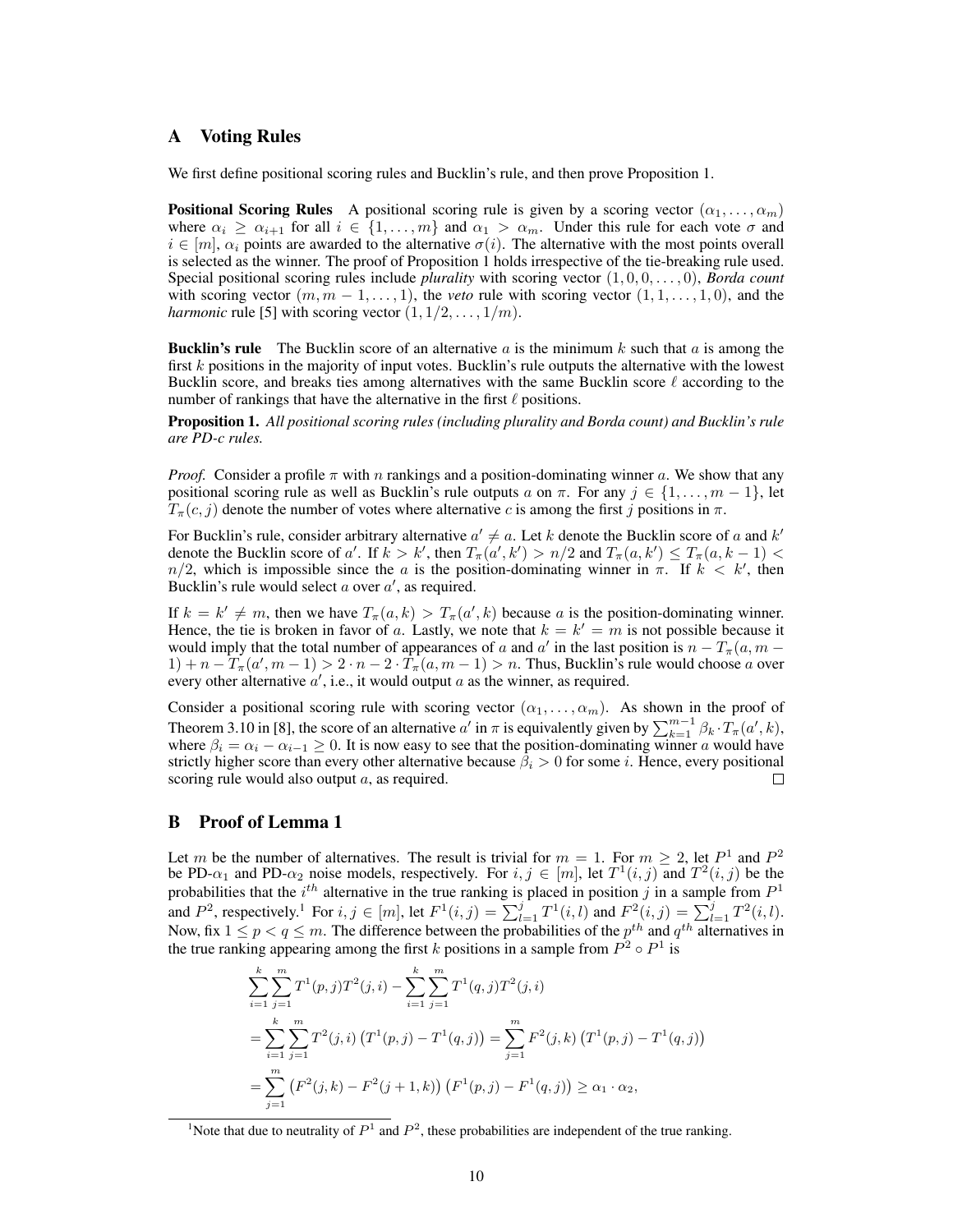# A Voting Rules

We first define positional scoring rules and Bucklin's rule, and then prove Proposition 1.

**Positional Scoring Rules** A positional scoring rule is given by a scoring vector $(\alpha_1, \ldots, \alpha_m)$ where $\alpha_i \geq \alpha_{i+1}$ for all $i \in \{1, \ldots, m\}$ and $\alpha_1 > \alpha_m$. Under this rule for each vote $\sigma$ and $i \in [m]$, $\alpha_i$ points are awarded to the alternative $\sigma(i)$. The alternative with the most points overall is selected as the winner. The proof of Proposition 1 holds irrespective of the tie-breaking rule used. Special positional scoring rules include *plurality* with scoring vector $(1, 0, 0, \ldots, 0)$, *Borda count* with scoring vector $(m, m-1, \ldots, 1)$, the *veto* rule with scoring vector $(1, 1, \ldots, 1, 0)$, and the *harmonic* rule [5] with scoring vector $(1, 1/2, \ldots, 1/m)$.

**Bucklin's rule** The Bucklin score of an alternative $a$ is the minimum $k$ such that $a$ is among the first $k$ positions in the majority of input votes. Bucklin's rule outputs the alternative with the lowest Bucklin score, and breaks ties among alternatives with the same Bucklin score $\ell$ according to the number of rankings that have the alternative in the first $\ell$ positions.

**Proposition 1.** *All positional scoring rules (including plurality and Borda count) and Bucklin's rule are PD-c rules.*

*Proof.* Consider a profile $\pi$ with $n$ rankings and a position-dominating winner $a$. We show that any positional scoring rule as well as Bucklin's rule outputs $a$ on $\pi$. For any $j \in \{1, \ldots, m-1\}$, let $T_\pi(c, j)$ denote the number of votes where alternative $c$ is among the first $j$ positions in $\pi$.

For Bucklin's rule, consider arbitrary alternative $a' \neq a$. Let $k$ denote the Bucklin score of $a$ and $k'$ denote the Bucklin score of $a'$. If $k > k'$, then $T_\pi(a', k') > n/2$ and $T_\pi(a, k') \leq T_\pi(a, k-1) < n/2$, which is impossible since the $a$ is the position-dominating winner in $\pi$. If $k < k'$, then Bucklin's rule would select $a$ over $a'$, as required.

If $k = k' \neq m$, then we have $T_\pi(a, k) > T_\pi(a', k)$ because $a$ is the position-dominating winner. Hence, the tie is broken in favor of $a$. Lastly, we note that $k = k' = m$ is not possible because it would imply that the total number of appearances of $a$ and $a'$ in the last position is $n - T_\pi(a, m-1) + n - T_\pi(a', m-1) > 2 \cdot n - 2 \cdot T_\pi(a, m-1) > n$. Thus, Bucklin's rule would choose $a$ over every other alternative $a'$, i.e., it would output $a$ as the winner, as required.

Consider a positional scoring rule with scoring vector $(\alpha_1, \ldots, \alpha_m)$. As shown in the proof of Theorem 3.10 in [8], the score of an alternative $a'$ in $\pi$ is equivalently given by $\sum_{k=1}^{m-1} \beta_k \cdot T_\pi(a', k)$, where $\beta_i = \alpha_i - \alpha_{i-1} \geq 0$. It is now easy to see that the position-dominating winner $a$ would have strictly higher score than every other alternative because $\beta_i > 0$ for some $i$. Hence, every positional scoring rule would also output $a$, as required. $\square$

# B Proof of Lemma 1

Let $m$ be the number of alternatives. The result is trivial for $m = 1$. For $m \geq 2$, let $P^1$ and $P^2$ be PD-$\alpha_1$ and PD-$\alpha_2$ noise models, respectively. For $i, j \in [m]$, let $T^1(i, j)$ and $T^2(i, j)$ be the probabilities that the $i^{th}$ alternative in the true ranking is placed in position $j$ in a sample from $P^1$ and $P^2$, respectively.[1] For $i, j \in [m]$, let $F^1(i, j) = \sum_{l=1}^{j} T^1(i, l)$ and $F^2(i, j) = \sum_{l=1}^{j} T^2(i, l)$. Now, fix $1 \leq p < q \leq m$. The difference between the probabilities of the $p^{th}$ and $q^{th}$ alternatives in the true ranking appearing among the first $k$ positions in a sample from $P^2 \circ P^1$ is

$$
\begin{aligned}
&\sum_{i=1}^{k} \sum_{j=1}^{m} T^1(p, j) T^2(j, i) - \sum_{i=1}^{k} \sum_{j=1}^{m} T^1(q, j) T^2(j, i) \\
&= \sum_{i=1}^{k} \sum_{j=1}^{m} T^2(j, i) \left( T^1(p, j) - T^1(q, j) \right) = \sum_{j=1}^{m} F^2(j, k) \left( T^1(p, j) - T^1(q, j) \right) \\
&= \sum_{j=1}^{m} \left( F^2(j, k) - F^2(j+1, k) \right) \left( F^1(p, j) - F^1(q, j) \right) \geq \alpha_1 \cdot \alpha_2,
\end{aligned}
$$

[1] Note that due to neutrality of $P^1$ and $P^2$, these probabilities are independent of the true ranking.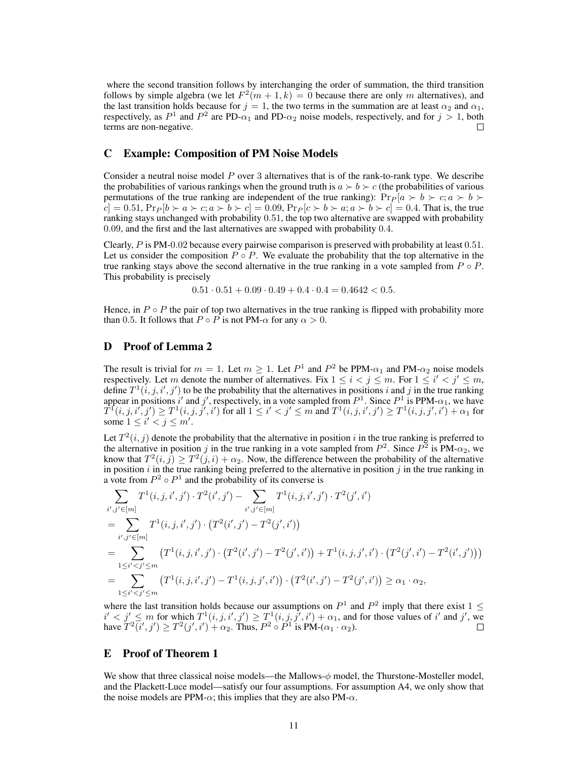where the second transition follows by interchanging the order of summation, the third transition follows by simple algebra (we let $F^2(m+1,k) = 0$ because there are only $m$ alternatives), and the last transition holds because for $j = 1$, the two terms in the summation are at least $\alpha_2$ and $\alpha_1$, respectively, as $P^1$ and $P^2$ are PD-$\alpha_1$ and PD-$\alpha_2$ noise models, respectively, and for $j > 1$, both terms are non-negative. □

## C Example: Composition of PM Noise Models

Consider a neutral noise model $P$ over 3 alternatives that is of the rank-to-rank type. We describe the probabilities of various rankings when the ground truth is $a \succ b \succ c$ (the probabilities of various permutations of the true ranking are independent of the true ranking): $\Pr_P[a \succ b \succ c; a \succ b \succ c] = 0.51$, $\Pr_P[b \succ a \succ c; a \succ b \succ c] = 0.09$, $\Pr_P[c \succ b \succ a; a \succ b \succ c] = 0.4$. That is, the true ranking stays unchanged with probability $0.51$, the top two alternative are swapped with probability $0.09$, and the first and the last alternatives are swapped with probability $0.4$.

Clearly, $P$ is PM-$0.02$ because every pairwise comparison is preserved with probability at least $0.51$. Let us consider the composition $P \circ P$. We evaluate the probability that the top alternative in the true ranking stays above the second alternative in the true ranking in a vote sampled from $P \circ P$. This probability is precisely

$$0.51 \cdot 0.51 + 0.09 \cdot 0.49 + 0.4 \cdot 0.4 = 0.4642 < 0.5.$$

Hence, in $P \circ P$ the pair of top two alternatives in the true ranking is flipped with probability more than $0.5$. It follows that $P \circ P$ is not PM-$\alpha$ for any $\alpha > 0$.

## D Proof of Lemma 2

The result is trivial for $m = 1$. Let $m \geq 1$. Let $P^1$ and $P^2$ be PPM-$\alpha_1$ and PM-$\alpha_2$ noise models respectively. Let $m$ denote the number of alternatives. Fix $1 \leq i < j \leq m$. For $1 \leq i' < j' \leq m$, define $T^1(i,j,i',j')$ to be the probability that the alternatives in positions $i$ and $j$ in the true ranking appear in positions $i'$ and $j'$, respectively, in a vote sampled from $P^1$. Since $P^1$ is PPM-$\alpha_1$, we have $T^1(i,j,i',j') \geq T^1(i,j,j',i')$ for all $1 \leq i' < j' \leq m$ and $T^1(i,j,i',j') \geq T^1(i,j,j',i') + \alpha_1$ for some $1 \leq i' < j \leq m'$.

Let $T^2(i,j)$ denote the probability that the alternative in position $i$ in the true ranking is preferred to the alternative in position $j$ in the true ranking in a vote sampled from $P^2$. Since $P^2$ is PM-$\alpha_2$, we know that $T^2(i,j) \geq T^2(j,i) + \alpha_2$. Now, the difference between the probability of the alternative in position $i$ in the true ranking being preferred to the alternative in position $j$ in the true ranking in a vote from $P^2 \circ P^1$ and the probability of its converse is

$$\begin{aligned}
&\sum_{i',j' \in [m]} T^1(i,j,i',j') \cdot T^2(i',j') - \sum_{i',j' \in [m]} T^1(i,j,i',j') \cdot T^2(j',i') \\
&= \sum_{i',j' \in [m]} T^1(i,j,i',j') \cdot \left(T^2(i',j') - T^2(j',i')\right) \\
&= \sum_{1 \leq i' < j' \leq m} \left(T^1(i,j,i',j') \cdot \left(T^2(i',j') - T^2(j',i')\right) + T^1(i,j,j',i') \cdot \left(T^2(j',i') - T^2(i',j')\right)\right) \\
&= \sum_{1 \leq i' < j' \leq m} \left(T^1(i,j,i',j') - T^1(i,j,j',i')\right) \cdot \left(T^2(i',j') - T^2(j',i')\right) \geq \alpha_1 \cdot \alpha_2,
\end{aligned}$$

where the last transition holds because our assumptions on $P^1$ and $P^2$ imply that there exist $1 \leq i' < j' \leq m$ for which $T^1(i,j,i',j') \geq T^1(i,j,j',i') + \alpha_1$, and for those values of $i'$ and $j'$, we have $T^2(i',j') \geq T^2(j',i') + \alpha_2$. Thus, $P^2 \circ P^1$ is PM-$(\alpha_1 \cdot \alpha_2)$. □

## E Proof of Theorem 1

We show that three classical noise models—the Mallows-$\phi$ model, the Thurstone-Mosteller model, and the Plackett-Luce model—satisfy our four assumptions. For assumption A4, we only show that the noise models are PPM-$\alpha$; this implies that they are also PM-$\alpha$.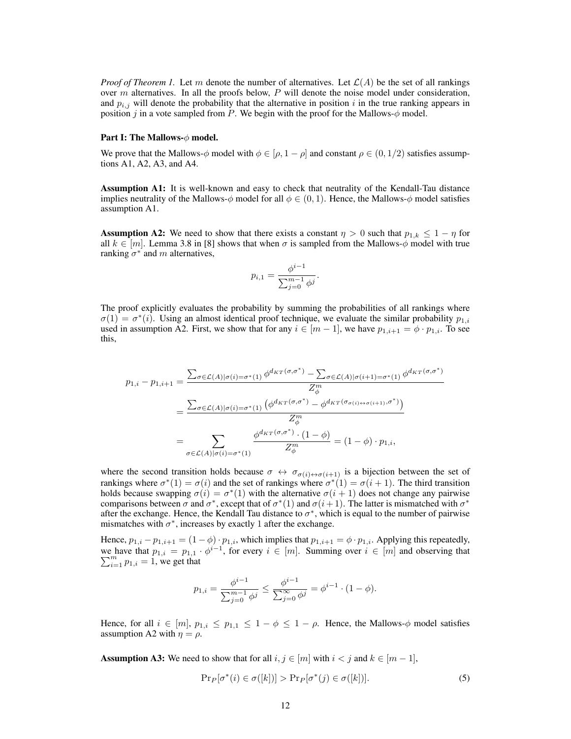*Proof of Theorem 1.* Let $m$ denote the number of alternatives. Let $\mathcal{L}(A)$ be the set of all rankings over $m$ alternatives. In all the proofs below, $P$ will denote the noise model under consideration, and $p_{i,j}$ will denote the probability that the alternative in position $i$ in the true ranking appears in position $j$ in a vote sampled from $P$. We begin with the proof for the Mallows-$\phi$ model.

**Part I: The Mallows-$\phi$ model.**

We prove that the Mallows-$\phi$ model with $\phi \in [\rho, 1-\rho]$ and constant $\rho \in (0, 1/2)$ satisfies assumptions A1, A2, A3, and A4.

**Assumption A1:** It is well-known and easy to check that neutrality of the Kendall-Tau distance implies neutrality of the Mallows-$\phi$ model for all $\phi \in (0, 1)$. Hence, the Mallows-$\phi$ model satisfies assumption A1.

**Assumption A2:** We need to show that there exists a constant $\eta > 0$ such that $p_{1,k} \leq 1 - \eta$ for all $k \in [m]$. Lemma 3.8 in [8] shows that when $\sigma$ is sampled from the Mallows-$\phi$ model with true ranking $\sigma^*$ and $m$ alternatives,

$$p_{i,1} = \frac{\phi^{i-1}}{\sum_{j=0}^{m-1} \phi^j}.$$

The proof explicitly evaluates the probability by summing the probabilities of all rankings where $\sigma(1) = \sigma^*(i)$. Using an almost identical proof technique, we evaluate the similar probability $p_{1,i}$ used in assumption A2. First, we show that for any $i \in [m-1]$, we have $p_{1,i+1} = \phi \cdot p_{1,i}$. To see this,

$$\begin{aligned}
p_{1,i} - p_{1,i+1} &= \frac{\sum_{\sigma \in \mathcal{L}(A) | \sigma(i) = \sigma^*(1)} \phi^{d_{KT}(\sigma,\sigma^*)} - \sum_{\sigma \in \mathcal{L}(A) | \sigma(i+1) = \sigma^*(1)} \phi^{d_{KT}(\sigma,\sigma^*)}}{Z_\phi^m} \\
&= \frac{\sum_{\sigma \in \mathcal{L}(A) | \sigma(i) = \sigma^*(1)} \left( \phi^{d_{KT}(\sigma,\sigma^*)} - \phi^{d_{KT}(\sigma_{\sigma(i) \leftrightarrow \sigma(i+1)},\sigma^*)} \right)}{Z_\phi^m} \\
&= \sum_{\sigma \in \mathcal{L}(A) | \sigma(i) = \sigma^*(1)} \frac{\phi^{d_{KT}(\sigma,\sigma^*)} \cdot (1-\phi)}{Z_\phi^m} = (1-\phi) \cdot p_{1,i},
\end{aligned}$$

where the second transition holds because $\sigma \leftrightarrow \sigma_{\sigma(i) \leftrightarrow \sigma(i+1)}$ is a bijection between the set of rankings where $\sigma^*(1) = \sigma(i)$ and the set of rankings where $\sigma^*(1) = \sigma(i+1)$. The third transition holds because swapping $\sigma(i) = \sigma^*(1)$ with the alternative $\sigma(i+1)$ does not change any pairwise comparisons between $\sigma$ and $\sigma^*$, except that of $\sigma^*(1)$ and $\sigma(i+1)$. The latter is mismatched with $\sigma^*$ after the exchange. Hence, the Kendall Tau distance to $\sigma^*$, which is equal to the number of pairwise mismatches with $\sigma^*$, increases by exactly 1 after the exchange.

Hence, $p_{1,i} - p_{1,i+1} = (1-\phi) \cdot p_{1,i}$, which implies that $p_{1,i+1} = \phi \cdot p_{1,i}$. Applying this repeatedly, we have that $p_{1,i} = p_{1,1} \cdot \phi^{i-1}$, for every $i \in [m]$. Summing over $i \in [m]$ and observing that $\sum_{i=1}^m p_{1,i} = 1$, we get that

$$p_{1,i} = \frac{\phi^{i-1}}{\sum_{j=0}^{m-1} \phi^j} \leq \frac{\phi^{i-1}}{\sum_{j=0}^{\infty} \phi^j} = \phi^{i-1} \cdot (1-\phi).$$

Hence, for all $i \in [m]$, $p_{1,i} \leq p_{1,1} \leq 1 - \phi \leq 1 - \rho$. Hence, the Mallows-$\phi$ model satisfies assumption A2 with $\eta = \rho$.

**Assumption A3:** We need to show that for all $i, j \in [m]$ with $i < j$ and $k \in [m-1]$,

$$\Pr_P[\sigma^*(i) \in \sigma([k])] > \Pr_P[\sigma^*(j) \in \sigma([k])]. \tag{5}$$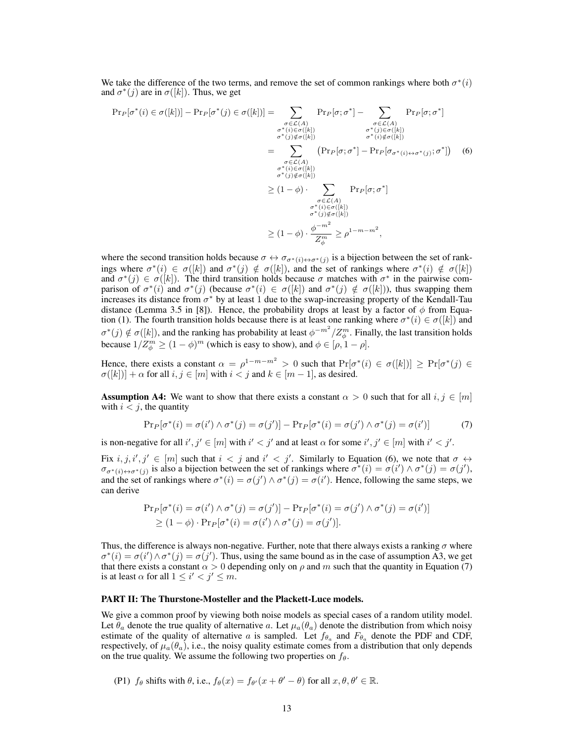We take the difference of the two terms, and remove the set of common rankings where both $\sigma^*(i)$ and $\sigma^*(j)$ are in $\sigma([k])$. Thus, we get

$$
\begin{aligned}
\Pr_P[\sigma^*(i) \in \sigma([k])] - \Pr_P[\sigma^*(j) \in \sigma([k])] &= \sum_{\substack{\sigma \in \mathcal{L}(A) \\ \sigma^*(i) \in \sigma([k]) \\ \sigma^*(j) \notin \sigma([k])}} \Pr_P[\sigma; \sigma^*] - \sum_{\substack{\sigma \in \mathcal{L}(A) \\ \sigma^*(j) \in \sigma([k]) \\ \sigma^*(i) \notin \sigma([k])}} \Pr_P[\sigma; \sigma^*] \\
&= \sum_{\substack{\sigma \in \mathcal{L}(A) \\ \sigma^*(i) \in \sigma([k]) \\ \sigma^*(j) \notin \sigma([k])}} \left( \Pr_P[\sigma; \sigma^*] - \Pr_P[\sigma_{\sigma^*(i) \leftrightarrow \sigma^*(j)}; \sigma^*] \right) \qquad (6) \\
&\geq (1 - \phi) \cdot \sum_{\substack{\sigma \in \mathcal{L}(A) \\ \sigma^*(i) \in \sigma([k]) \\ \sigma^*(j) \notin \sigma([k])}} \Pr_P[\sigma; \sigma^*] \\
&\geq (1 - \phi) \cdot \frac{\phi^{-m^2}}{Z_\phi^m} \geq \rho^{1-m-m^2},
\end{aligned}
$$

where the second transition holds because $\sigma \leftrightarrow \sigma_{\sigma^*(i) \leftrightarrow \sigma^*(j)}$ is a bijection between the set of rankings where $\sigma^*(i) \in \sigma([k])$ and $\sigma^*(j) \notin \sigma([k])$, and the set of rankings where $\sigma^*(i) \notin \sigma([k])$ and $\sigma^*(j) \in \sigma([k])$. The third transition holds because $\sigma$ matches with $\sigma^*$ in the pairwise comparison of $\sigma^*(i)$ and $\sigma^*(j)$ (because $\sigma^*(i) \in \sigma([k])$ and $\sigma^*(j) \notin \sigma([k])$), thus swapping them increases its distance from $\sigma^*$ by at least 1 due to the swap-increasing property of the Kendall-Tau distance (Lemma 3.5 in [8]). Hence, the probability drops at least by a factor of $\phi$ from Equation (1). The fourth transition holds because there is at least one ranking where $\sigma^*(i) \in \sigma([k])$ and $\sigma^*(j) \notin \sigma([k])$, and the ranking has probability at least $\phi^{-m^2}/Z_\phi^m$. Finally, the last transition holds because $1/Z_\phi^m \geq (1 - \phi)^m$ (which is easy to show), and $\phi \in [\rho, 1 - \rho]$.

Hence, there exists a constant $\alpha = \rho^{1-m-m^2} > 0$ such that $\Pr[\sigma^*(i) \in \sigma([k])] \geq \Pr[\sigma^*(j) \in \sigma([k])] + \alpha$ for all $i, j \in [m]$ with $i < j$ and $k \in [m-1]$, as desired.

**Assumption A4:** We want to show that there exists a constant $\alpha > 0$ such that for all $i, j \in [m]$ with $i < j$, the quantity

$$
\Pr_P[\sigma^*(i) = \sigma(i') \wedge \sigma^*(j) = \sigma(j')] - \Pr_P[\sigma^*(i) = \sigma(j') \wedge \sigma^*(j) = \sigma(i')] \qquad (7)
$$

is non-negative for all $i', j' \in [m]$ with $i' < j'$ and at least $\alpha$ for some $i', j' \in [m]$ with $i' < j'$.

Fix $i, j, i', j' \in [m]$ such that $i < j$ and $i' < j'$. Similarly to Equation (6), we note that $\sigma \leftrightarrow \sigma_{\sigma^*(i) \leftrightarrow \sigma^*(j)}$ is also a bijection between the set of rankings where $\sigma^*(i) = \sigma(i') \wedge \sigma^*(j) = \sigma(j')$, and the set of rankings where $\sigma^*(i) = \sigma(j') \wedge \sigma^*(j) = \sigma(i')$. Hence, following the same steps, we can derive

$$
\begin{aligned}
&\Pr_P[\sigma^*(i) = \sigma(i') \wedge \sigma^*(j) = \sigma(j')] - \Pr_P[\sigma^*(i) = \sigma(j') \wedge \sigma^*(j) = \sigma(i')] \\
&\quad \geq (1 - \phi) \cdot \Pr_P[\sigma^*(i) = \sigma(i') \wedge \sigma^*(j) = \sigma(j')].
\end{aligned}
$$

Thus, the difference is always non-negative. Further, note that there always exists a ranking $\sigma$ where $\sigma^*(i) = \sigma(i') \wedge \sigma^*(j) = \sigma(j')$. Thus, using the same bound as in the case of assumption A3, we get that there exists a constant $\alpha > 0$ depending only on $\rho$ and $m$ such that the quantity in Equation (7) is at least $\alpha$ for all $1 \leq i' < j' \leq m$.

**PART II: The Thurstone-Mosteller and the Plackett-Luce models.**

We give a common proof by viewing both noise models as special cases of a random utility model. Let $\theta_a$ denote the true quality of alternative $a$. Let $\mu_a(\theta_a)$ denote the distribution from which noisy estimate of the quality of alternative $a$ is sampled. Let $f_{\theta_a}$ and $F_{\theta_a}$ denote the PDF and CDF, respectively, of $\mu_a(\theta_a)$, i.e., the noisy quality estimate comes from a distribution that only depends on the true quality. We assume the following two properties on $f_\theta$.

(P1) $f_\theta$ shifts with $\theta$, i.e., $f_\theta(x) = f_{\theta'}(x + \theta' - \theta)$ for all $x, \theta, \theta' \in \mathbb{R}$.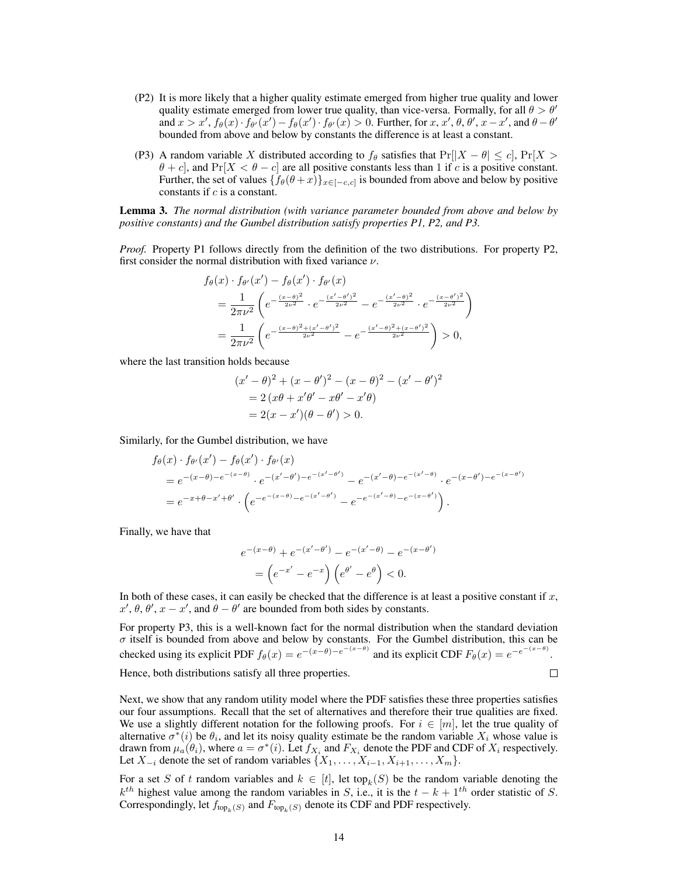(P2) It is more likely that a higher quality estimate emerged from higher true quality and lower quality estimate emerged from lower true quality, than vice-versa. Formally, for all $\theta > \theta'$ and $x > x'$, $f_\theta(x) \cdot f_{\theta'}(x') - f_\theta(x') \cdot f_{\theta'}(x) > 0$. Further, for $x$, $x'$, $\theta$, $\theta'$, $x - x'$, and $\theta - \theta'$ bounded from above and below by constants the difference is at least a constant.

(P3) A random variable $X$ distributed according to $f_\theta$ satisfies that $\Pr[|X - \theta| \leq c]$, $\Pr[X > \theta + c]$, and $\Pr[X < \theta - c]$ are all positive constants less than 1 if $c$ is a positive constant. Further, the set of values $\{f_\theta(\theta + x)\}_{x \in [-c,c]}$ is bounded from above and below by positive constants if $c$ is a constant.

**Lemma 3.** *The normal distribution (with variance parameter bounded from above and below by positive constants) and the Gumbel distribution satisfy properties P1, P2, and P3.*

*Proof.* Property P1 follows directly from the definition of the two distributions. For property P2, first consider the normal distribution with fixed variance $\nu$.

$$
\begin{aligned}
& f_\theta(x) \cdot f_{\theta'}(x') - f_\theta(x') \cdot f_{\theta'}(x) \\
&= \frac{1}{2\pi\nu^2} \left( e^{-\frac{(x-\theta)^2}{2\nu^2}} \cdot e^{-\frac{(x'-\theta')^2}{2\nu^2}} - e^{-\frac{(x'-\theta)^2}{2\nu^2}} \cdot e^{-\frac{(x-\theta')^2}{2\nu^2}} \right) \\
&= \frac{1}{2\pi\nu^2} \left( e^{-\frac{(x-\theta)^2 + (x'-\theta')^2}{2\nu^2}} - e^{-\frac{(x'-\theta)^2 + (x-\theta')^2}{2\nu^2}} \right) > 0,
\end{aligned}
$$

where the last transition holds because

$$
\begin{aligned}
& (x' - \theta)^2 + (x - \theta')^2 - (x - \theta)^2 - (x' - \theta')^2 \\
&= 2\left(x\theta + x'\theta' - x\theta' - x'\theta\right) \\
&= 2(x - x')(\theta - \theta') > 0.
\end{aligned}
$$

Similarly, for the Gumbel distribution, we have

$$
\begin{aligned}
& f_\theta(x) \cdot f_{\theta'}(x') - f_\theta(x') \cdot f_{\theta'}(x) \\
&= e^{-(x-\theta) - e^{-(x-\theta)}} \cdot e^{-(x'-\theta') - e^{-(x'-\theta')}} - e^{-(x'-\theta) - e^{-(x'-\theta)}} \cdot e^{-(x-\theta') - e^{-(x-\theta')}} \\
&= e^{-x+\theta-x'+\theta'} \cdot \left( e^{-e^{-(x-\theta)} - e^{-(x'-\theta')}} - e^{-e^{-(x'-\theta)} - e^{-(x-\theta')}} \right).
\end{aligned}
$$

Finally, we have that

$$
\begin{aligned}
& e^{-(x-\theta)} + e^{-(x'-\theta')} - e^{-(x'-\theta)} - e^{-(x-\theta')} \\
&= \left( e^{-x'} - e^{-x} \right) \left( e^{\theta'} - e^{\theta} \right) < 0.
\end{aligned}
$$

In both of these cases, it can easily be checked that the difference is at least a positive constant if $x$, $x'$, $\theta$, $\theta'$, $x - x'$, and $\theta - \theta'$ are bounded from both sides by constants.

For property P3, this is a well-known fact for the normal distribution when the standard deviation $\sigma$ itself is bounded from above and below by constants. For the Gumbel distribution, this can be checked using its explicit PDF $f_\theta(x) = e^{-(x-\theta) - e^{-(x-\theta)}}$ and its explicit CDF $F_\theta(x) = e^{-e^{-(x-\theta)}}$.

Hence, both distributions satisfy all three properties. $\square$

Next, we show that any random utility model where the PDF satisfies these three properties satisfies our four assumptions. Recall that the set of alternatives and therefore their true qualities are fixed. We use a slightly different notation for the following proofs. For $i \in [m]$, let the true quality of alternative $\sigma^*(i)$ be $\theta_i$, and let its noisy quality estimate be the random variable $X_i$ whose value is drawn from $\mu_a(\theta_i)$, where $a = \sigma^*(i)$. Let $f_{X_i}$ and $F_{X_i}$ denote the PDF and CDF of $X_i$ respectively. Let $X_{-i}$ denote the set of random variables $\{X_1, \ldots, X_{i-1}, X_{i+1}, \ldots, X_m\}$.

For a set $S$ of $t$ random variables and $k \in [t]$, let $\text{top}_k(S)$ be the random variable denoting the $k^{th}$ highest value among the random variables in $S$, i.e., it is the $t - k + 1^{th}$ order statistic of $S$. Correspondingly, let $f_{\text{top}_k(S)}$ and $F_{\text{top}_k(S)}$ denote its CDF and PDF respectively.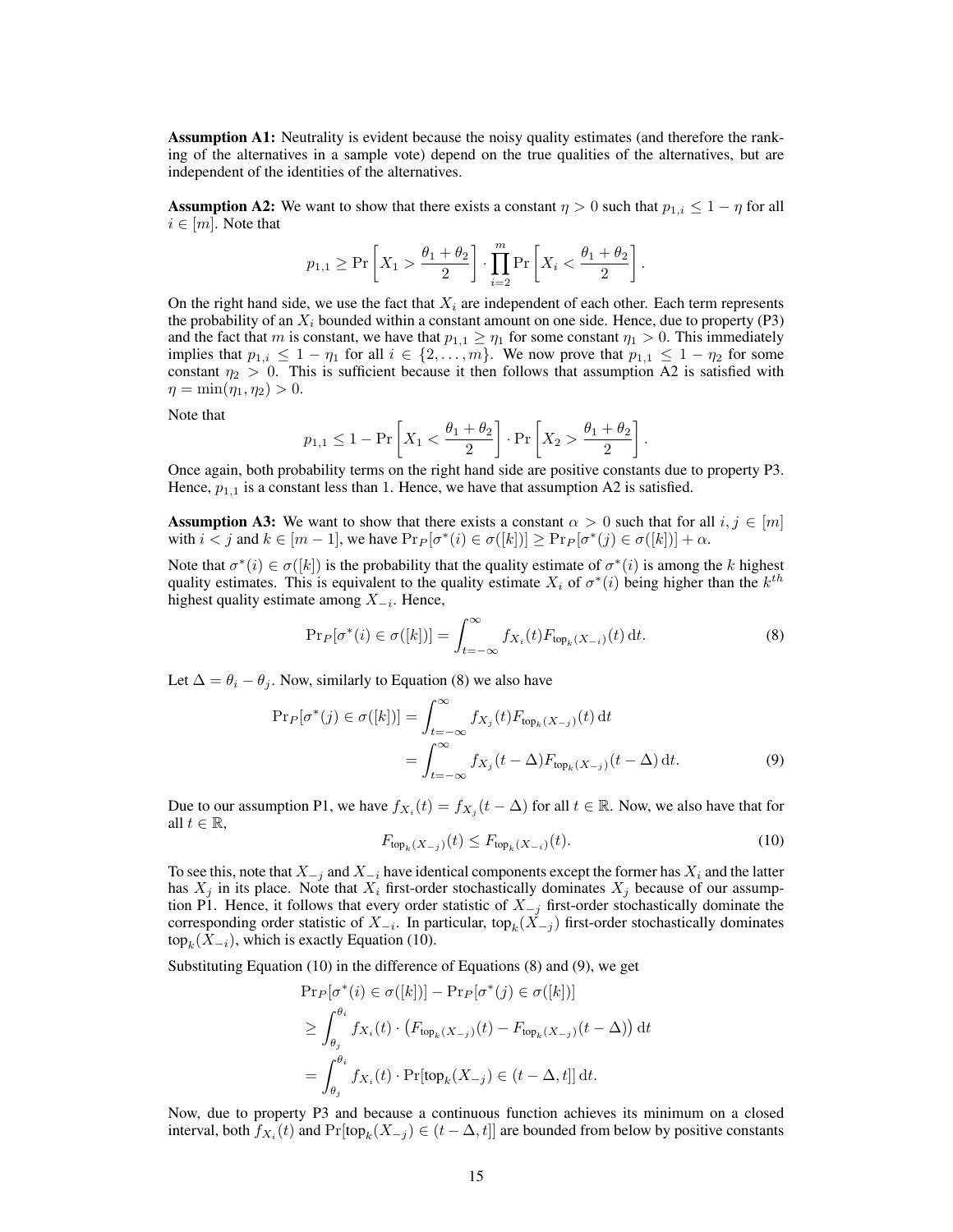**Assumption A1:** Neutrality is evident because the noisy quality estimates (and therefore the ranking of the alternatives in a sample vote) depend on the true qualities of the alternatives, but are independent of the identities of the alternatives.

**Assumption A2:** We want to show that there exists a constant $\eta > 0$ such that $p_{1,i} \leq 1 - \eta$ for all $i \in [m]$. Note that

$$p_{1,1} \geq \Pr\left[X_1 > \frac{\theta_1 + \theta_2}{2}\right] \cdot \prod_{i=2}^{m} \Pr\left[X_i < \frac{\theta_1 + \theta_2}{2}\right].$$

On the right hand side, we use the fact that $X_i$ are independent of each other. Each term represents the probability of an $X_i$ bounded within a constant amount on one side. Hence, due to property (P3) and the fact that $m$ is constant, we have that $p_{1,1} \geq \eta_1$ for some constant $\eta_1 > 0$. This immediately implies that $p_{1,i} \leq 1 - \eta_1$ for all $i \in \{2, \ldots, m\}$. We now prove that $p_{1,1} \leq 1 - \eta_2$ for some constant $\eta_2 > 0$. This is sufficient because it then follows that assumption A2 is satisfied with $\eta = \min(\eta_1, \eta_2) > 0$.

Note that

$$p_{1,1} \leq 1 - \Pr\left[X_1 < \frac{\theta_1 + \theta_2}{2}\right] \cdot \Pr\left[X_2 > \frac{\theta_1 + \theta_2}{2}\right].$$

Once again, both probability terms on the right hand side are positive constants due to property P3. Hence, $p_{1,1}$ is a constant less than 1. Hence, we have that assumption A2 is satisfied.

**Assumption A3:** We want to show that there exists a constant $\alpha > 0$ such that for all $i, j \in [m]$ with $i < j$ and $k \in [m-1]$, we have $\Pr_P[\sigma^*(i) \in \sigma([k])] \geq \Pr_P[\sigma^*(j) \in \sigma([k])] + \alpha$.

Note that $\sigma^*(i) \in \sigma([k])$ is the probability that the quality estimate of $\sigma^*(i)$ is among the $k$ highest quality estimates. This is equivalent to the quality estimate $X_i$ of $\sigma^*(i)$ being higher than the $k^{th}$ highest quality estimate among $X_{-i}$. Hence,

$$\Pr_P[\sigma^*(i) \in \sigma([k])] = \int_{t=-\infty}^{\infty} f_{X_i}(t) F_{\text{top}_k(X_{-i})}(t) \, \mathrm{d}t. \tag{8}$$

Let $\Delta = \theta_i - \theta_j$. Now, similarly to Equation (8) we also have

$$\begin{aligned}
\Pr_P[\sigma^*(j) \in \sigma([k])] &= \int_{t=-\infty}^{\infty} f_{X_j}(t) F_{\text{top}_k(X_{-j})}(t) \, \mathrm{d}t \\
&= \int_{t=-\infty}^{\infty} f_{X_j}(t - \Delta) F_{\text{top}_k(X_{-j})}(t - \Delta) \, \mathrm{d}t.
\end{aligned} \tag{9}$$

Due to our assumption P1, we have $f_{X_i}(t) = f_{X_j}(t - \Delta)$ for all $t \in \mathbb{R}$. Now, we also have that for all $t \in \mathbb{R}$,

$$F_{\text{top}_k(X_{-j})}(t) \leq F_{\text{top}_k(X_{-i})}(t). \tag{10}$$

To see this, note that $X_{-j}$ and $X_{-i}$ have identical components except the former has $X_i$ and the latter has $X_j$ in its place. Note that $X_i$ first-order stochastically dominates $X_j$ because of our assumption P1. Hence, it follows that every order statistic of $X_{-j}$ first-order stochastically dominate the corresponding order statistic of $X_{-i}$. In particular, $\text{top}_k(X_{-j})$ first-order stochastically dominates $\text{top}_k(X_{-i})$, which is exactly Equation (10).

Substituting Equation (10) in the difference of Equations (8) and (9), we get

$$\begin{aligned}
&\Pr_P[\sigma^*(i) \in \sigma([k])] - \Pr_P[\sigma^*(j) \in \sigma([k])] \\
&\geq \int_{\theta_j}^{\theta_i} f_{X_i}(t) \cdot \left(F_{\text{top}_k(X_{-j})}(t) - F_{\text{top}_k(X_{-j})}(t - \Delta)\right) \mathrm{d}t \\
&= \int_{\theta_j}^{\theta_i} f_{X_i}(t) \cdot \Pr[\text{top}_k(X_{-j}) \in (t - \Delta, t]] \, \mathrm{d}t.
\end{aligned}$$

Now, due to property P3 and because a continuous function achieves its minimum on a closed interval, both $f_{X_i}(t)$ and $\Pr[\text{top}_k(X_{-j}) \in (t - \Delta, t]]$ are bounded from below by positive constants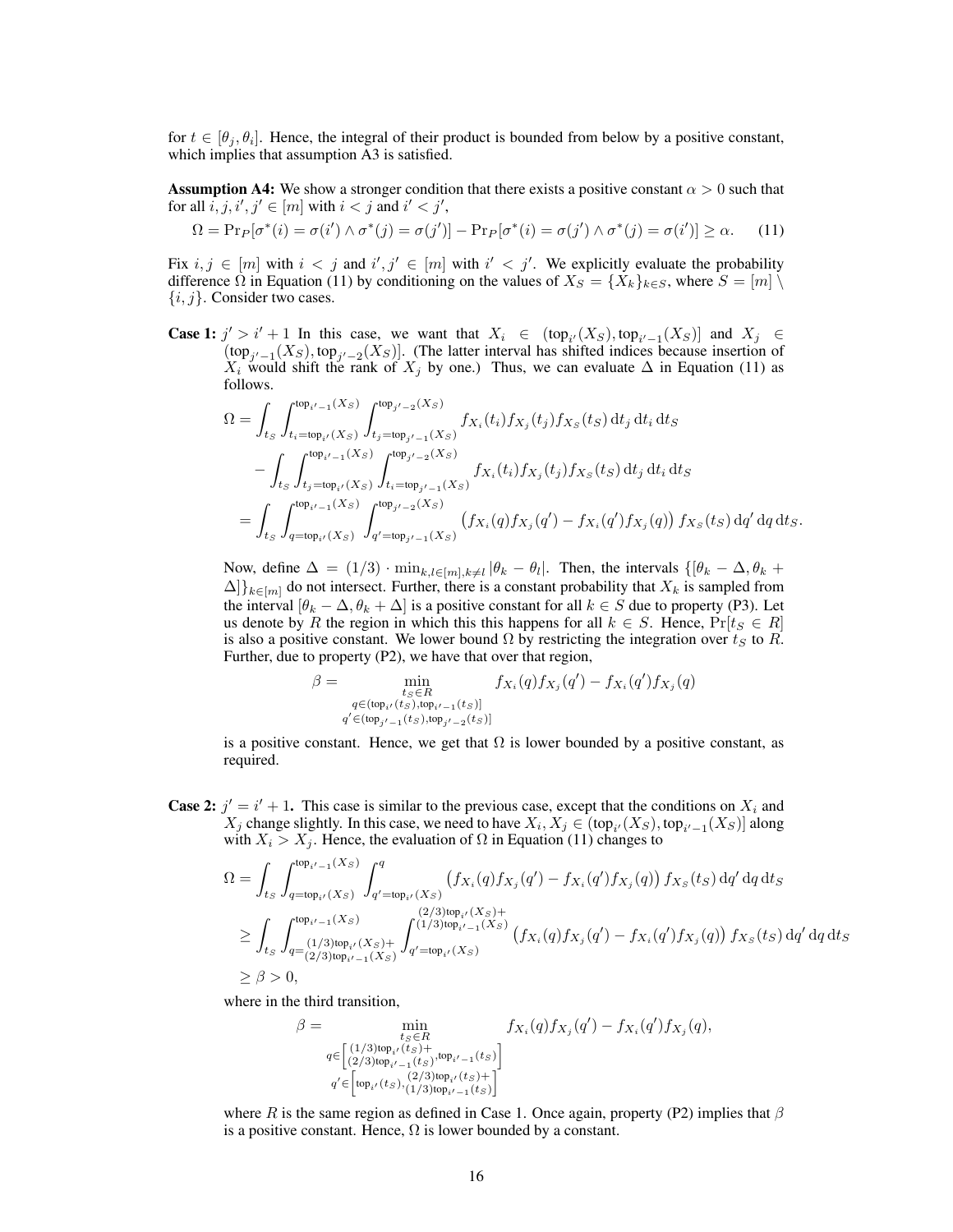for $t \in [\theta_j, \theta_i]$. Hence, the integral of their product is bounded from below by a positive constant, which implies that assumption A3 is satisfied.

**Assumption A4:** We show a stronger condition that there exists a positive constant $\alpha > 0$ such that for all $i, j, i', j' \in [m]$ with $i < j$ and $i' < j'$,

$$\Omega = \Pr_P[\sigma^*(i) = \sigma(i') \wedge \sigma^*(j) = \sigma(j')] - \Pr_P[\sigma^*(i) = \sigma(j') \wedge \sigma^*(j) = \sigma(i')] \geq \alpha. \tag{11}$$

Fix $i, j \in [m]$ with $i < j$ and $i', j' \in [m]$ with $i' < j'$. We explicitly evaluate the probability difference $\Omega$ in Equation (11) by conditioning on the values of $X_S = \{X_k\}_{k \in S}$, where $S = [m] \setminus \{i, j\}$. Consider two cases.

**Case 1:** $j' > i' + 1$ In this case, we want that $X_i \in (\text{top}_{i'}(X_S), \text{top}_{i'-1}(X_S)]$ and $X_j \in (\text{top}_{j'-1}(X_S), \text{top}_{j'-2}(X_S)]$. (The latter interval has shifted indices because insertion of $X_i$ would shift the rank of $X_j$ by one.) Thus, we can evaluate $\Delta$ in Equation (11) as follows.

$$\begin{aligned}
\Omega &= \int_{t_S} \int_{t_i = \text{top}_{i'}(X_S)}^{\text{top}_{i'-1}(X_S)} \int_{t_j = \text{top}_{j'-1}(X_S)}^{\text{top}_{j'-2}(X_S)} f_{X_i}(t_i) f_{X_j}(t_j) f_{X_S}(t_S) \, \mathrm{d}t_j \, \mathrm{d}t_i \, \mathrm{d}t_S \\
&\quad - \int_{t_S} \int_{t_j = \text{top}_{i'}(X_S)}^{\text{top}_{i'-1}(X_S)} \int_{t_i = \text{top}_{j'-1}(X_S)}^{\text{top}_{j'-2}(X_S)} f_{X_i}(t_i) f_{X_j}(t_j) f_{X_S}(t_S) \, \mathrm{d}t_j \, \mathrm{d}t_i \, \mathrm{d}t_S \\
&= \int_{t_S} \int_{q = \text{top}_{i'}(X_S)}^{\text{top}_{i'-1}(X_S)} \int_{q' = \text{top}_{j'-1}(X_S)}^{\text{top}_{j'-2}(X_S)} \left( f_{X_i}(q) f_{X_j}(q') - f_{X_i}(q') f_{X_j}(q) \right) f_{X_S}(t_S) \, \mathrm{d}q' \, \mathrm{d}q \, \mathrm{d}t_S.
\end{aligned}$$

Now, define $\Delta = (1/3) \cdot \min_{k,l \in [m], k \neq l} |\theta_k - \theta_l|$. Then, the intervals $\{[\theta_k - \Delta, \theta_k + \Delta]\}_{k \in [m]}$ do not intersect. Further, there is a constant probability that $X_k$ is sampled from the interval $[\theta_k - \Delta, \theta_k + \Delta]$ is a positive constant for all $k \in S$ due to property (P3). Let us denote by $R$ the region in which this this happens for all $k \in S$. Hence, $\Pr[t_S \in R]$ is also a positive constant. We lower bound $\Omega$ by restricting the integration over $t_S$ to $R$. Further, due to property (P2), we have that over that region,

$$\beta = \min_{\substack{t_S \in R \\ q \in (\text{top}_{i'}(t_S), \text{top}_{i'-1}(t_S)] \\ q' \in (\text{top}_{j'-1}(t_S), \text{top}_{j'-2}(t_S)]}} f_{X_i}(q) f_{X_j}(q') - f_{X_i}(q') f_{X_j}(q)$$

is a positive constant. Hence, we get that $\Omega$ is lower bounded by a positive constant, as required.

**Case 2:** $j' = i' + 1$. This case is similar to the previous case, except that the conditions on $X_i$ and $X_j$ change slightly. In this case, we need to have $X_i, X_j \in (\text{top}_{i'}(X_S), \text{top}_{i'-1}(X_S)]$ along with $X_i > X_j$. Hence, the evaluation of $\Omega$ in Equation (11) changes to

$$\begin{aligned}
\Omega &= \int_{t_S} \int_{q = \text{top}_{i'}(X_S)}^{\text{top}_{i'-1}(X_S)} \int_{q' = \text{top}_{i'}(X_S)}^{q} \left( f_{X_i}(q) f_{X_j}(q') - f_{X_i}(q') f_{X_j}(q) \right) f_{X_S}(t_S) \, \mathrm{d}q' \, \mathrm{d}q \, \mathrm{d}t_S \\
&\geq \int_{t_S} \int_{q = (1/3)\text{top}_{i'}(X_S) + (2/3)\text{top}_{i'-1}(X_S)}^{\text{top}_{i'-1}(X_S)} \int_{q' = \text{top}_{i'}(X_S)}^{(2/3)\text{top}_{i'}(X_S) + (1/3)\text{top}_{i'-1}(X_S)} \left( f_{X_i}(q) f_{X_j}(q') - f_{X_i}(q') f_{X_j}(q) \right) f_{X_S}(t_S) \, \mathrm{d}q' \, \mathrm{d}q \, \mathrm{d}t_S \\
&\geq \beta > 0,
\end{aligned}$$

where in the third transition,

$$\beta = \min_{\substack{t_S \in R \\ q \in \left[ (1/3)\text{top}_{i'}(t_S) + (2/3)\text{top}_{i'-1}(t_S), \text{top}_{i'-1}(t_S) \right] \\ q' \in \left[ \text{top}_{i'}(t_S), (2/3)\text{top}_{i'}(t_S) + (1/3)\text{top}_{i'-1}(t_S) \right]}} f_{X_i}(q) f_{X_j}(q') - f_{X_i}(q') f_{X_j}(q),$$

where $R$ is the same region as defined in Case 1. Once again, property (P2) implies that $\beta$ is a positive constant. Hence, $\Omega$ is lower bounded by a constant.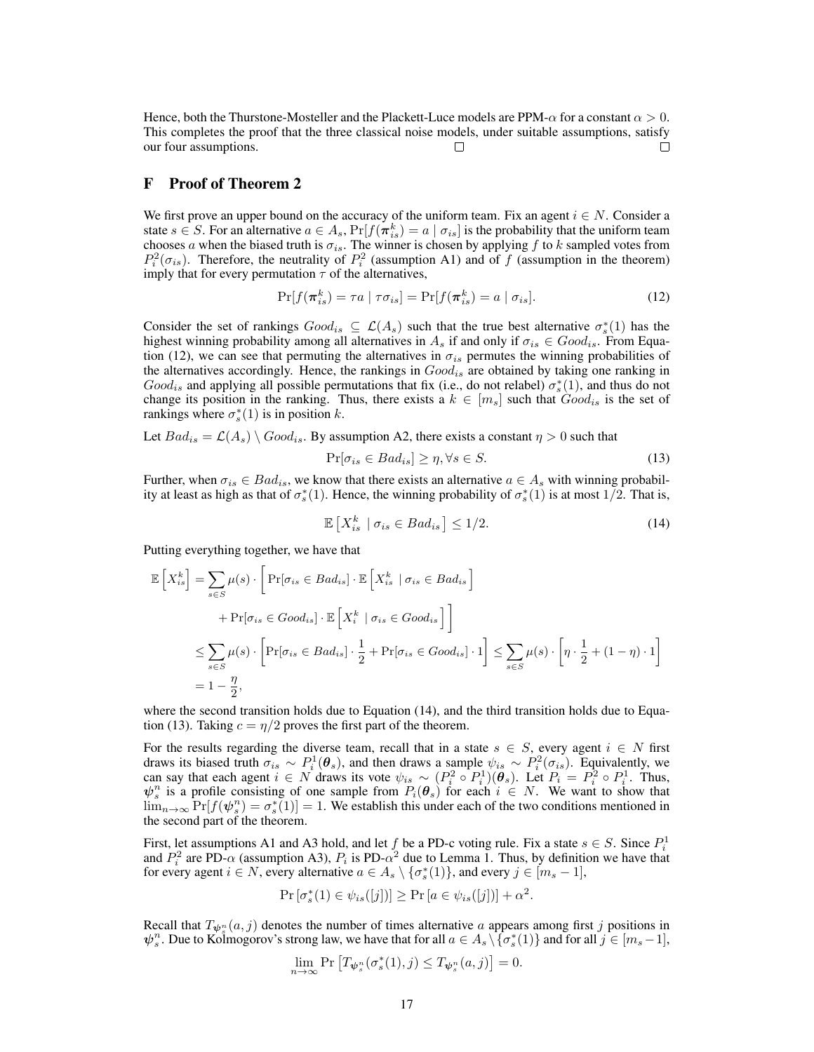Hence, both the Thurstone-Mosteller and the Plackett-Luce models are PPM-$\alpha$ for a constant $\alpha > 0$. This completes the proof that the three classical noise models, under suitable assumptions, satisfy our four assumptions. □ □

# F Proof of Theorem 2

We first prove an upper bound on the accuracy of the uniform team. Fix an agent $i \in N$. Consider a state $s \in S$. For an alternative $a \in A_s$, $\Pr[f(\boldsymbol{\pi}_{is}^k) = a \mid \sigma_{is}]$ is the probability that the uniform team chooses $a$ when the biased truth is $\sigma_{is}$. The winner is chosen by applying $f$ to $k$ sampled votes from $P_i^2(\sigma_{is})$. Therefore, the neutrality of $P_i^2$ (assumption A1) and of $f$ (assumption in the theorem) imply that for every permutation $\tau$ of the alternatives,

$$\Pr[f(\boldsymbol{\pi}_{is}^k) = \tau a \mid \tau \sigma_{is}] = \Pr[f(\boldsymbol{\pi}_{is}^k) = a \mid \sigma_{is}]. \tag{12}$$

Consider the set of rankings $Good_{is} \subseteq \mathcal{L}(A_s)$ such that the true best alternative $\sigma_s^*(1)$ has the highest winning probability among all alternatives in $A_s$ if and only if $\sigma_{is} \in Good_{is}$. From Equation (12), we can see that permuting the alternatives in $\sigma_{is}$ permutes the winning probabilities of the alternatives accordingly. Hence, the rankings in $Good_{is}$ are obtained by taking one ranking in $Good_{is}$ and applying all possible permutations that fix (i.e., do not relabel) $\sigma_s^*(1)$, and thus do not change its position in the ranking. Thus, there exists a $k \in [m_s]$ such that $Good_{is}$ is the set of rankings where $\sigma_s^*(1)$ is in position $k$.

Let $Bad_{is} = \mathcal{L}(A_s) \setminus Good_{is}$. By assumption A2, there exists a constant $\eta > 0$ such that

$$\Pr[\sigma_{is} \in Bad_{is}] \geq \eta, \forall s \in S. \tag{13}$$

Further, when $\sigma_{is} \in Bad_{is}$, we know that there exists an alternative $a \in A_s$ with winning probability at least as high as that of $\sigma_s^*(1)$. Hence, the winning probability of $\sigma_s^*(1)$ is at most $1/2$. That is,

$$\mathbb{E}\left[X_{is}^k \mid \sigma_{is} \in Bad_{is}\right] \leq 1/2. \tag{14}$$

Putting everything together, we have that

$$\begin{aligned}
\mathbb{E}\left[X_{is}^k\right] &= \sum_{s \in S} \mu(s) \cdot \Bigg[\Pr[\sigma_{is} \in Bad_{is}] \cdot \mathbb{E}\left[X_{is}^k \mid \sigma_{is} \in Bad_{is}\right] \\
&\quad + \Pr[\sigma_{is} \in Good_{is}] \cdot \mathbb{E}\left[X_i^k \mid \sigma_{is} \in Good_{is}\right]\Bigg] \\
&\leq \sum_{s \in S} \mu(s) \cdot \left[\Pr[\sigma_{is} \in Bad_{is}] \cdot \frac{1}{2} + \Pr[\sigma_{is} \in Good_{is}] \cdot 1\right] \leq \sum_{s \in S} \mu(s) \cdot \left[\eta \cdot \frac{1}{2} + (1 - \eta) \cdot 1\right] \\
&= 1 - \frac{\eta}{2},
\end{aligned}$$

where the second transition holds due to Equation (14), and the third transition holds due to Equation (13). Taking $c = \eta/2$ proves the first part of the theorem.

For the results regarding the diverse team, recall that in a state $s \in S$, every agent $i \in N$ first draws its biased truth $\sigma_{is} \sim P_i^1(\boldsymbol{\theta}_s)$, and then draws a sample $\psi_{is} \sim P_i^2(\sigma_{is})$. Equivalently, we can say that each agent $i \in N$ draws its vote $\psi_{is} \sim (P_i^2 \circ P_i^1)(\boldsymbol{\theta}_s)$. Let $P_i = P_i^2 \circ P_i^1$. Thus, $\boldsymbol{\psi}_s^n$ is a profile consisting of one sample from $P_i(\boldsymbol{\theta}_s)$ for each $i \in N$. We want to show that $\lim_{n \to \infty} \Pr[f(\boldsymbol{\psi}_s^n) = \sigma_s^*(1)] = 1$. We establish this under each of the two conditions mentioned in the second part of the theorem.

First, let assumptions A1 and A3 hold, and let $f$ be a PD-c voting rule. Fix a state $s \in S$. Since $P_i^1$ and $P_i^2$ are PD-$\alpha$ (assumption A3), $P_i$ is PD-$\alpha^2$ due to Lemma 1. Thus, by definition we have that for every agent $i \in N$, every alternative $a \in A_s \setminus \{\sigma_s^*(1)\}$, and every $j \in [m_s - 1]$,

$$\Pr\left[\sigma_s^*(1) \in \psi_{is}([j])\right] \geq \Pr\left[a \in \psi_{is}([j])\right] + \alpha^2.$$

Recall that $T_{\boldsymbol{\psi}_s^n}(a, j)$ denotes the number of times alternative $a$ appears among first $j$ positions in $\boldsymbol{\psi}_s^n$. Due to Kolmogorov's strong law, we have that for all $a \in A_s \setminus \{\sigma_s^*(1)\}$ and for all $j \in [m_s - 1]$,

$$\lim_{n \to \infty} \Pr\left[T_{\boldsymbol{\psi}_s^n}(\sigma_s^*(1), j) \leq T_{\boldsymbol{\psi}_s^n}(a, j)\right] = 0.$$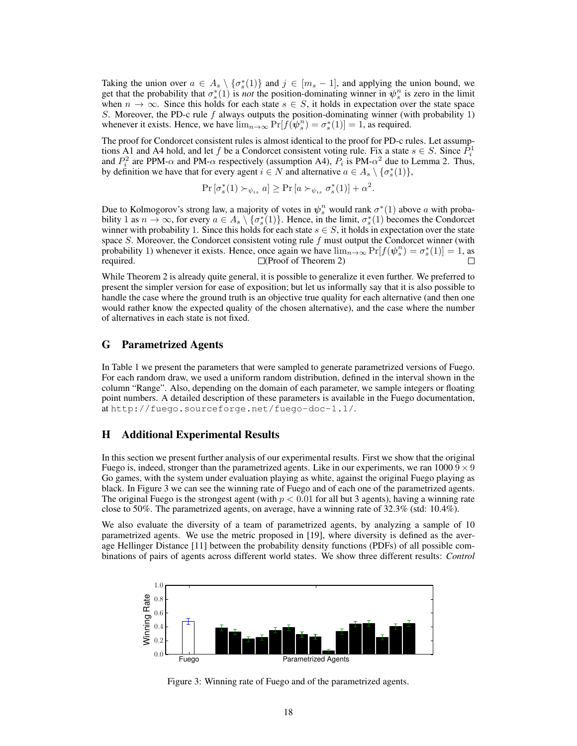Taking the union over $a \in A_s \setminus \{\sigma_s^*(1)\}$ and $j \in [m_s - 1]$, and applying the union bound, we get that the probability that $\sigma_s^*(1)$ is *not* the position-dominating winner in $\psi_s^n$ is zero in the limit when $n \to \infty$. Since this holds for each state $s \in S$, it holds in expectation over the state space $S$. Moreover, the PD-c rule $f$ always outputs the position-dominating winner (with probability 1) whenever it exists. Hence, we have $\lim_{n\to\infty} \Pr[f(\psi_s^n) = \sigma_s^*(1)] = 1$, as required.

The proof for Condorcet consistent rules is almost identical to the proof for PD-c rules. Let assumptions A1 and A4 hold, and let $f$ be a Condorcet consistent voting rule. Fix a state $s \in S$. Since $P_i^1$ and $P_i^2$ are PPM-$\alpha$ and PM-$\alpha$ respectively (assumption A4), $P_i$ is PM-$\alpha^2$ due to Lemma 2. Thus, by definition we have that for every agent $i \in N$ and alternative $a \in A_s \setminus \{\sigma_s^*(1)\}$,

$$\Pr\left[\sigma_s^*(1) \succ_{\psi_{is}} a\right] \geq \Pr\left[a \succ_{\psi_{is}} \sigma_s^*(1)\right] + \alpha^2.$$

Due to Kolmogorov's strong law, a majority of votes in $\psi_s^n$ would rank $\sigma^*(1)$ above $a$ with probability 1 as $n \to \infty$, for every $a \in A_s \setminus \{\sigma_s^*(1)\}$. Hence, in the limit, $\sigma_s^*(1)$ becomes the Condorcet winner with probability 1. Since this holds for each state $s \in S$, it holds in expectation over the state space $S$. Moreover, the Condorcet consistent voting rule $f$ must output the Condorcet winner (with probability 1) whenever it exists. Hence, once again we have $\lim_{n\to\infty} \Pr[f(\psi_s^n) = \sigma_s^*(1)] = 1$, as required. □(Proof of Theorem 2) □

While Theorem 2 is already quite general, it is possible to generalize it even further. We preferred to present the simpler version for ease of exposition; but let us informally say that it is also possible to handle the case where the ground truth is an objective true quality for each alternative (and then one would rather know the expected quality of the chosen alternative), and the case where the number of alternatives in each state is not fixed.

## G Parametrized Agents

In Table 1 we present the parameters that were sampled to generate parametrized versions of Fuego. For each random draw, we used a uniform random distribution, defined in the interval shown in the column "Range". Also, depending on the domain of each parameter, we sample integers or floating point numbers. A detailed description of these parameters is available in the Fuego documentation, at `http://fuego.sourceforge.net/fuego-doc-1.1/`.

## H Additional Experimental Results

In this section we present further analysis of our experimental results. First we show that the original Fuego is, indeed, stronger than the parametrized agents. Like in our experiments, we ran 1000 $9 \times 9$ Go games, with the system under evaluation playing as white, against the original Fuego playing as black. In Figure 3 we can see the winning rate of Fuego and of each one of the parametrized agents. The original Fuego is the strongest agent (with $p < 0.01$ for all but 3 agents), having a winning rate close to 50%. The parametrized agents, on average, have a winning rate of 32.3% (std: 10.4%).

We also evaluate the diversity of a team of parametrized agents, by analyzing a sample of 10 parametrized agents. We use the metric proposed in [19], where diversity is defined as the average Hellinger Distance [11] between the probability density functions (PDFs) of all possible combinations of pairs of agents across different world states. We show three different results: *Control*

Figure 3: Winning rate of Fuego and of the parametrized agents.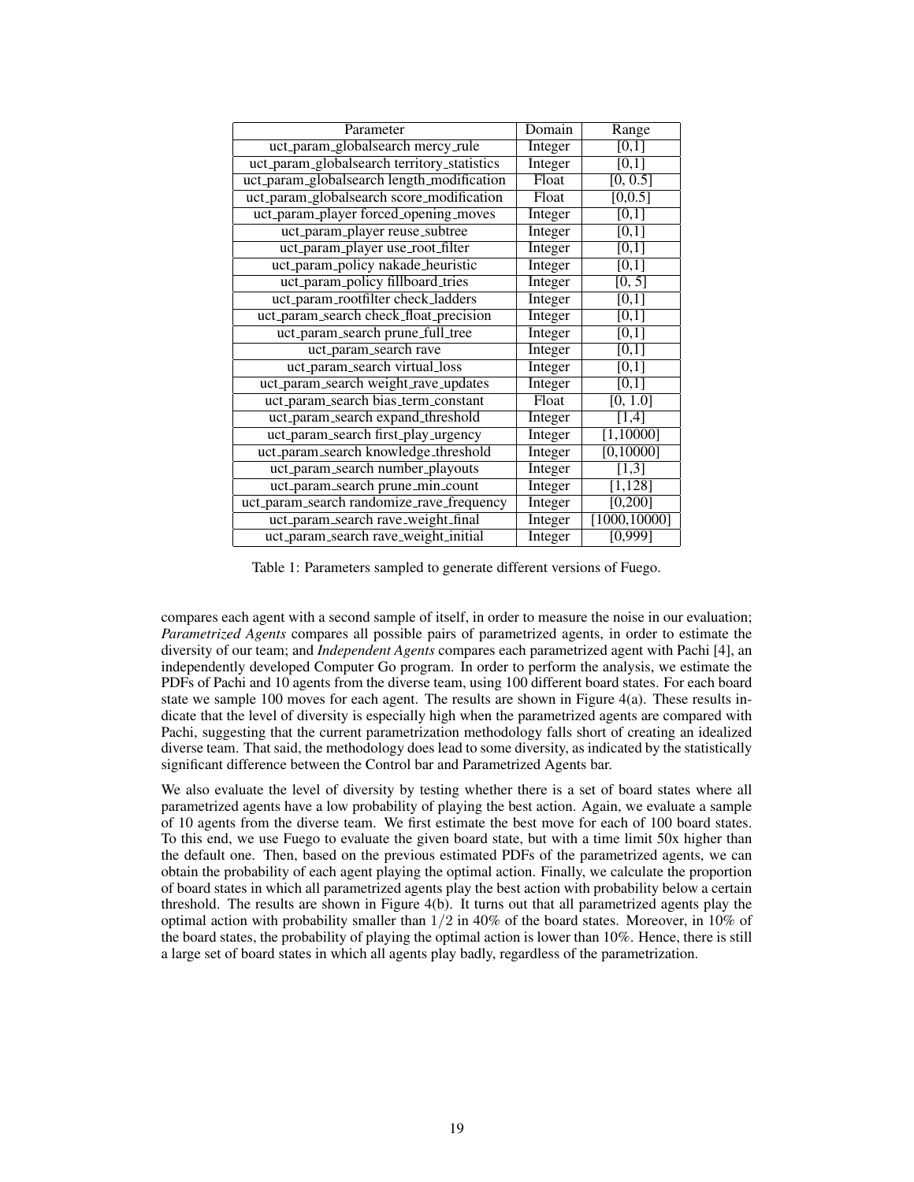| Parameter | Domain | Range |
| --- | --- | --- |
| uct_param_globalsearch mercy_rule | Integer | [0,1] |
| uct_param_globalsearch territory_statistics | Integer | [0,1] |
| uct_param_globalsearch length_modification | Float | [0, 0.5] |
| uct_param_globalsearch score_modification | Float | [0,0.5] |
| uct_param_player forced_opening_moves | Integer | [0,1] |
| uct_param_player reuse_subtree | Integer | [0,1] |
| uct_param_player use_root_filter | Integer | [0,1] |
| uct_param_policy nakade_heuristic | Integer | [0,1] |
| uct_param_policy fillboard_tries | Integer | [0, 5] |
| uct_param_rootfilter check_ladders | Integer | [0,1] |
| uct_param_search check_float_precision | Integer | [0,1] |
| uct_param_search prune_full_tree | Integer | [0,1] |
| uct_param_search rave | Integer | [0,1] |
| uct_param_search virtual_loss | Integer | [0,1] |
| uct_param_search weight_rave_updates | Integer | [0,1] |
| uct_param_search bias_term_constant | Float | [0, 1.0] |
| uct_param_search expand_threshold | Integer | [1,4] |
| uct_param_search first_play_urgency | Integer | [1,10000] |
| uct_param_search knowledge_threshold | Integer | [0,10000] |
| uct_param_search number_playouts | Integer | [1,3] |
| uct_param_search prune_min_count | Integer | [1,128] |
| uct_param_search randomize_rave_frequency | Integer | [0,200] |
| uct_param_search rave_weight_final | Integer | [1000,10000] |
| uct_param_search rave_weight_initial | Integer | [0,999] |

Table 1: Parameters sampled to generate different versions of Fuego.

compares each agent with a second sample of itself, in order to measure the noise in our evaluation; *Parametrized Agents* compares all possible pairs of parametrized agents, in order to estimate the diversity of our team; and *Independent Agents* compares each parametrized agent with Pachi [4], an independently developed Computer Go program. In order to perform the analysis, we estimate the PDFs of Pachi and 10 agents from the diverse team, using 100 different board states. For each board state we sample 100 moves for each agent. The results are shown in Figure 4(a). These results indicate that the level of diversity is especially high when the parametrized agents are compared with Pachi, suggesting that the current parametrization methodology falls short of creating an idealized diverse team. That said, the methodology does lead to some diversity, as indicated by the statistically significant difference between the Control bar and Parametrized Agents bar.

We also evaluate the level of diversity by testing whether there is a set of board states where all parametrized agents have a low probability of playing the best action. Again, we evaluate a sample of 10 agents from the diverse team. We first estimate the best move for each of 100 board states. To this end, we use Fuego to evaluate the given board state, but with a time limit 50x higher than the default one. Then, based on the previous estimated PDFs of the parametrized agents, we can obtain the probability of each agent playing the optimal action. Finally, we calculate the proportion of board states in which all parametrized agents play the best action with probability below a certain threshold. The results are shown in Figure 4(b). It turns out that all parametrized agents play the optimal action with probability smaller than $1/2$ in 40% of the board states. Moreover, in 10% of the board states, the probability of playing the optimal action is lower than 10%. Hence, there is still a large set of board states in which all agents play badly, regardless of the parametrization.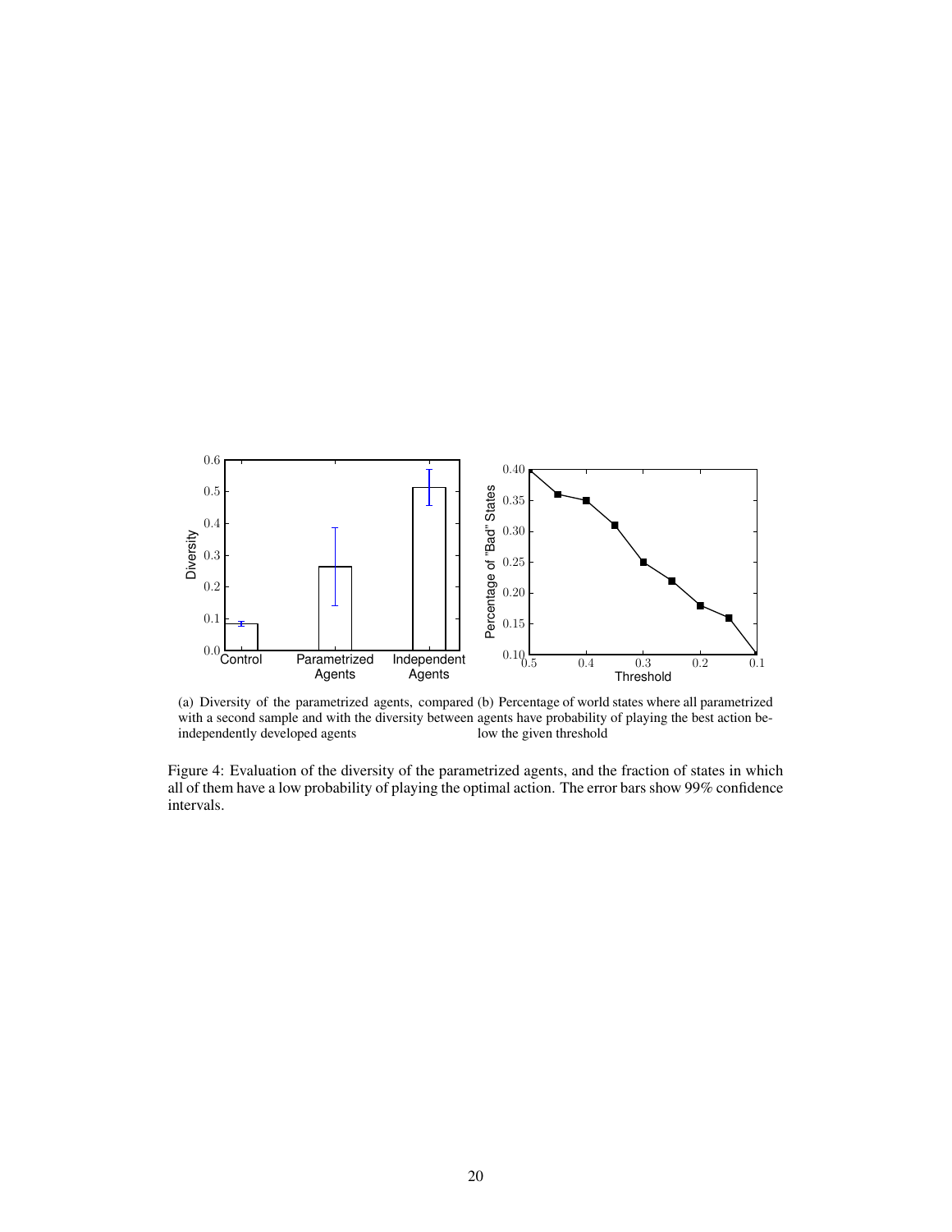Diversity

0.6
0.5
0.4
0.3
0.2
0.1
0.0

Control

Parametrized Agents

Independent Agents

Percentage of "Bad" States

0.40
0.35
0.30
0.25
0.20
0.15
0.10

0.5
0.4
0.3
0.2
0.1

Threshold

(a) Diversity of the parametrized agents, compared with a second sample and with the diversity between independently developed agents

(b) Percentage of world states where all parametrized agents have probability of playing the best action below the given threshold

Figure 4: Evaluation of the diversity of the parametrized agents, and the fraction of states in which all of them have a low probability of playing the optimal action. The error bars show 99% confidence intervals.